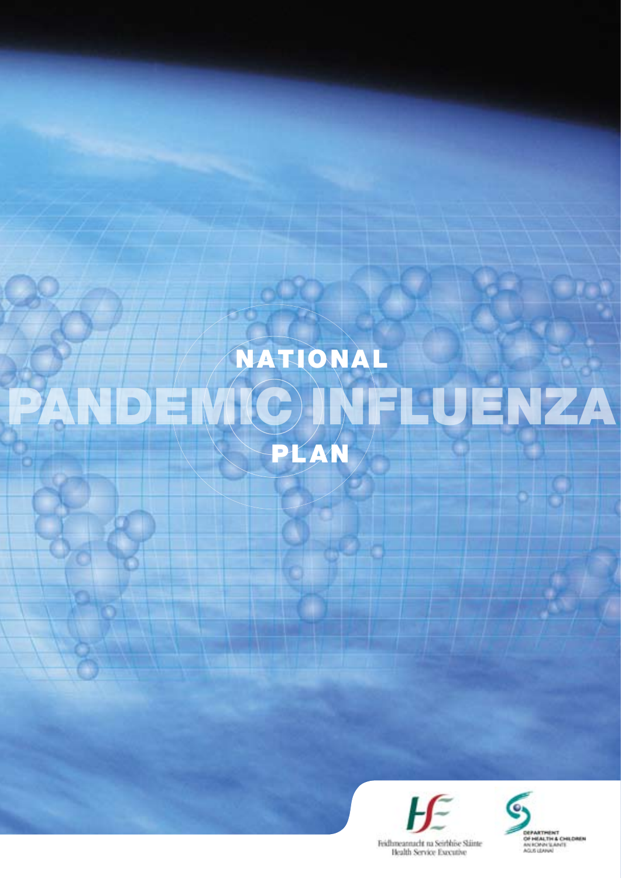# NATIONAL PANDEMIC INFLUENZA PLAN

Feidhmeannacht na Seirbhíse Sláinte
Health Service Executive

DEPARTMENT OF HEALTH & CHILDREN
AN ROINN SLÁINTE AGUS LEANAÍ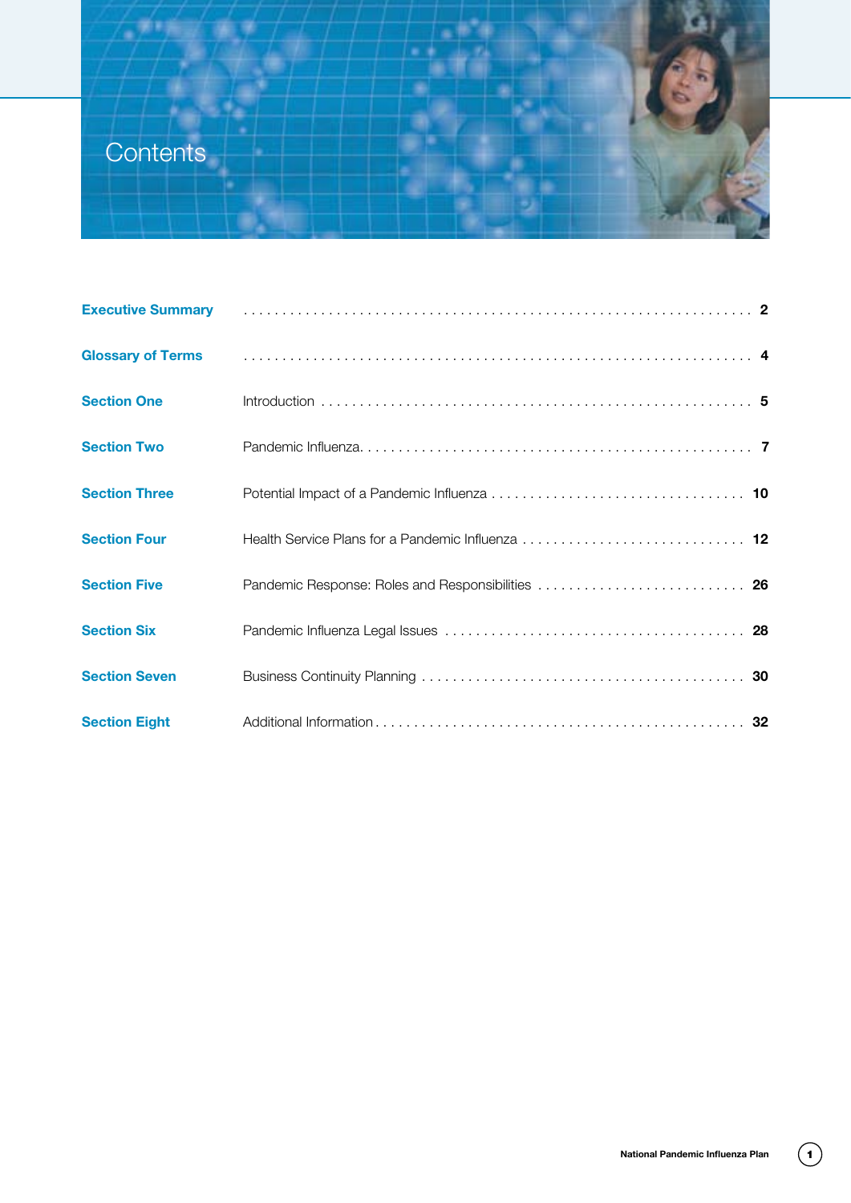# Contents

| | | |
|---|---|---|
| **Executive Summary** | | 2 |
| **Glossary of Terms** | | 4 |
| **Section One** | Introduction | 5 |
| **Section Two** | Pandemic Influenza | 7 |
| **Section Three** | Potential Impact of a Pandemic Influenza | 10 |
| **Section Four** | Health Service Plans for a Pandemic Influenza | 12 |
| **Section Five** | Pandemic Response: Roles and Responsibilities | 26 |
| **Section Six** | Pandemic Influenza Legal Issues | 28 |
| **Section Seven** | Business Continuity Planning | 30 |
| **Section Eight** | Additional Information | 32 |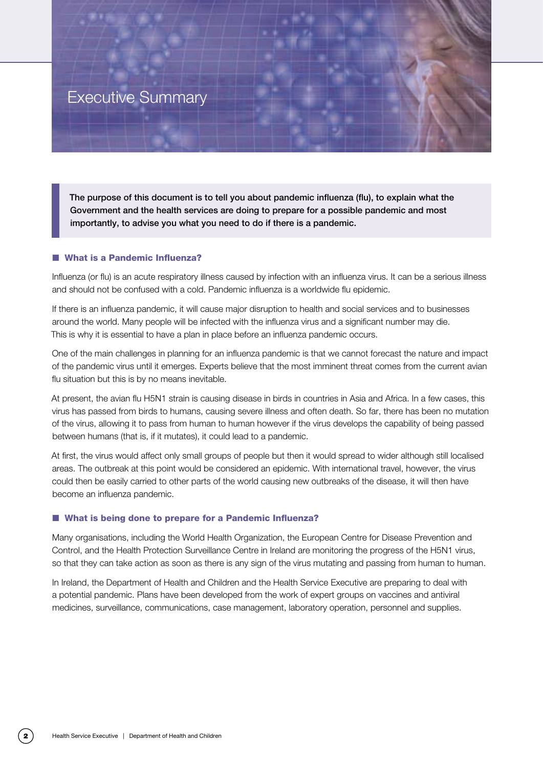# Executive Summary

**The purpose of this document is to tell you about pandemic influenza (flu), to explain what the Government and the health services are doing to prepare for a possible pandemic and most importantly, to advise you what you need to do if there is a pandemic.**

## What is a Pandemic Influenza?

Influenza (or flu) is an acute respiratory illness caused by infection with an influenza virus. It can be a serious illness and should not be confused with a cold. Pandemic influenza is a worldwide flu epidemic.

If there is an influenza pandemic, it will cause major disruption to health and social services and to businesses around the world. Many people will be infected with the influenza virus and a significant number may die. This is why it is essential to have a plan in place before an influenza pandemic occurs.

One of the main challenges in planning for an influenza pandemic is that we cannot forecast the nature and impact of the pandemic virus until it emerges. Experts believe that the most imminent threat comes from the current avian flu situation but this is by no means inevitable.

At present, the avian flu H5N1 strain is causing disease in birds in countries in Asia and Africa. In a few cases, this virus has passed from birds to humans, causing severe illness and often death. So far, there has been no mutation of the virus, allowing it to pass from human to human however if the virus develops the capability of being passed between humans (that is, if it mutates), it could lead to a pandemic.

At first, the virus would affect only small groups of people but then it would spread to wider although still localised areas. The outbreak at this point would be considered an epidemic. With international travel, however, the virus could then be easily carried to other parts of the world causing new outbreaks of the disease, it will then have become an influenza pandemic.

## What is being done to prepare for a Pandemic Influenza?

Many organisations, including the World Health Organization, the European Centre for Disease Prevention and Control, and the Health Protection Surveillance Centre in Ireland are monitoring the progress of the H5N1 virus, so that they can take action as soon as there is any sign of the virus mutating and passing from human to human.

In Ireland, the Department of Health and Children and the Health Service Executive are preparing to deal with a potential pandemic. Plans have been developed from the work of expert groups on vaccines and antiviral medicines, surveillance, communications, case management, laboratory operation, personnel and supplies.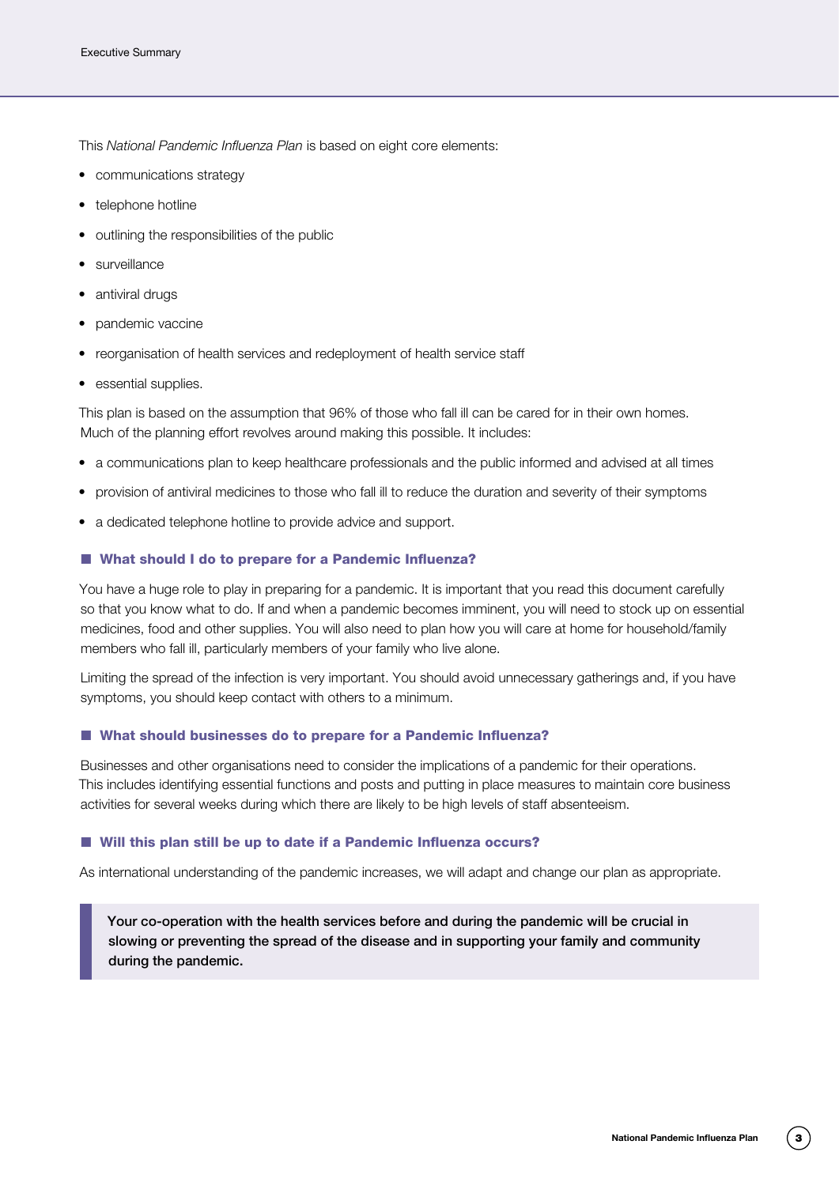This *National Pandemic Influenza Plan* is based on eight core elements:

- communications strategy
- telephone hotline
- outlining the responsibilities of the public
- surveillance
- antiviral drugs
- pandemic vaccine
- reorganisation of health services and redeployment of health service staff
- essential supplies.

This plan is based on the assumption that 96% of those who fall ill can be cared for in their own homes. Much of the planning effort revolves around making this possible. It includes:

- a communications plan to keep healthcare professionals and the public informed and advised at all times
- provision of antiviral medicines to those who fall ill to reduce the duration and severity of their symptoms
- a dedicated telephone hotline to provide advice and support.

### What should I do to prepare for a Pandemic Influenza?

You have a huge role to play in preparing for a pandemic. It is important that you read this document carefully so that you know what to do. If and when a pandemic becomes imminent, you will need to stock up on essential medicines, food and other supplies. You will also need to plan how you will care at home for household/family members who fall ill, particularly members of your family who live alone.

Limiting the spread of the infection is very important. You should avoid unnecessary gatherings and, if you have symptoms, you should keep contact with others to a minimum.

### What should businesses do to prepare for a Pandemic Influenza?

Businesses and other organisations need to consider the implications of a pandemic for their operations. This includes identifying essential functions and posts and putting in place measures to maintain core business activities for several weeks during which there are likely to be high levels of staff absenteeism.

### Will this plan still be up to date if a Pandemic Influenza occurs?

As international understanding of the pandemic increases, we will adapt and change our plan as appropriate.

> **Your co-operation with the health services before and during the pandemic will be crucial in slowing or preventing the spread of the disease and in supporting your family and community during the pandemic.**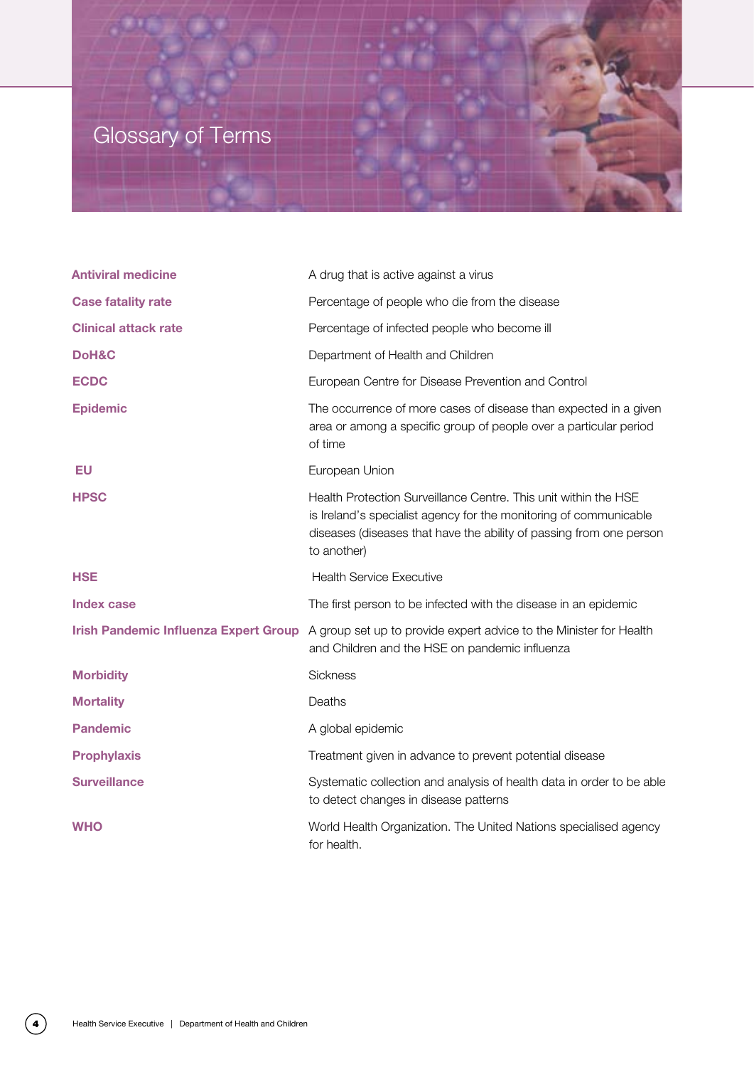# Glossary of Terms

| | |
|---|---|
| **Antiviral medicine** | A drug that is active against a virus |
| **Case fatality rate** | Percentage of people who die from the disease |
| **Clinical attack rate** | Percentage of infected people who become ill |
| **DoH&C** | Department of Health and Children |
| **ECDC** | European Centre for Disease Prevention and Control |
| **Epidemic** | The occurrence of more cases of disease than expected in a given area or among a specific group of people over a particular period of time |
| **EU** | European Union |
| **HPSC** | Health Protection Surveillance Centre. This unit within the HSE is Ireland's specialist agency for the monitoring of communicable diseases (diseases that have the ability of passing from one person to another) |
| **HSE** | Health Service Executive |
| **Index case** | The first person to be infected with the disease in an epidemic |
| **Irish Pandemic Influenza Expert Group** | A group set up to provide expert advice to the Minister for Health and Children and the HSE on pandemic influenza |
| **Morbidity** | Sickness |
| **Mortality** | Deaths |
| **Pandemic** | A global epidemic |
| **Prophylaxis** | Treatment given in advance to prevent potential disease |
| **Surveillance** | Systematic collection and analysis of health data in order to be able to detect changes in disease patterns |
| **WHO** | World Health Organization. The United Nations specialised agency for health. |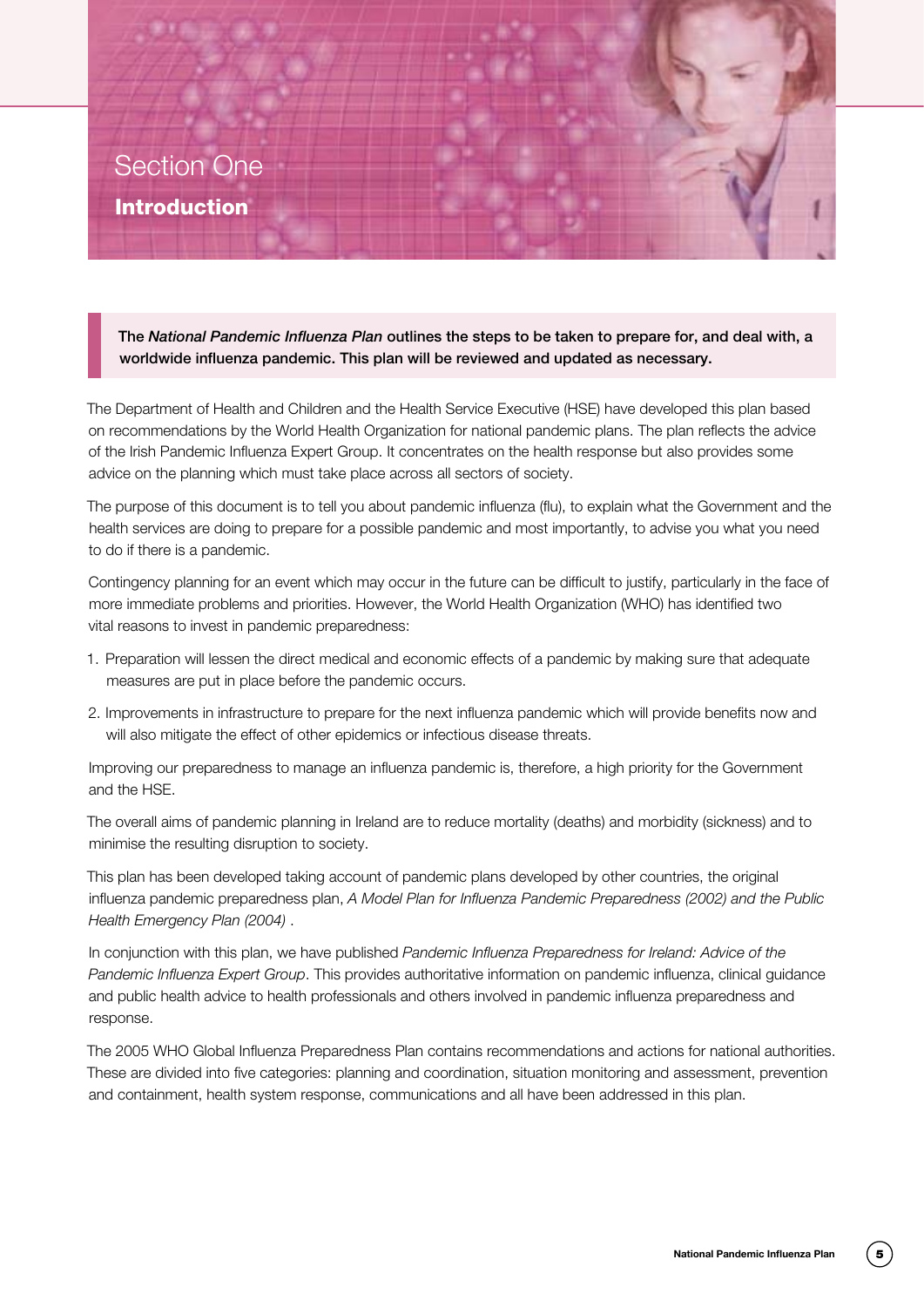# Section One

## Introduction

**The *National Pandemic Influenza Plan* outlines the steps to be taken to prepare for, and deal with, a worldwide influenza pandemic. This plan will be reviewed and updated as necessary.**

The Department of Health and Children and the Health Service Executive (HSE) have developed this plan based on recommendations by the World Health Organization for national pandemic plans. The plan reflects the advice of the Irish Pandemic Influenza Expert Group. It concentrates on the health response but also provides some advice on the planning which must take place across all sectors of society.

The purpose of this document is to tell you about pandemic influenza (flu), to explain what the Government and the health services are doing to prepare for a possible pandemic and most importantly, to advise you what you need to do if there is a pandemic.

Contingency planning for an event which may occur in the future can be difficult to justify, particularly in the face of more immediate problems and priorities. However, the World Health Organization (WHO) has identified two vital reasons to invest in pandemic preparedness:

1. Preparation will lessen the direct medical and economic effects of a pandemic by making sure that adequate measures are put in place before the pandemic occurs.
2. Improvements in infrastructure to prepare for the next influenza pandemic which will provide benefits now and will also mitigate the effect of other epidemics or infectious disease threats.

Improving our preparedness to manage an influenza pandemic is, therefore, a high priority for the Government and the HSE.

The overall aims of pandemic planning in Ireland are to reduce mortality (deaths) and morbidity (sickness) and to minimise the resulting disruption to society.

This plan has been developed taking account of pandemic plans developed by other countries, the original influenza pandemic preparedness plan, *A Model Plan for Influenza Pandemic Preparedness (2002) and the Public Health Emergency Plan (2004)* .

In conjunction with this plan, we have published *Pandemic Influenza Preparedness for Ireland: Advice of the Pandemic Influenza Expert Group*. This provides authoritative information on pandemic influenza, clinical guidance and public health advice to health professionals and others involved in pandemic influenza preparedness and response.

The 2005 WHO Global Influenza Preparedness Plan contains recommendations and actions for national authorities. These are divided into five categories: planning and coordination, situation monitoring and assessment, prevention and containment, health system response, communications and all have been addressed in this plan.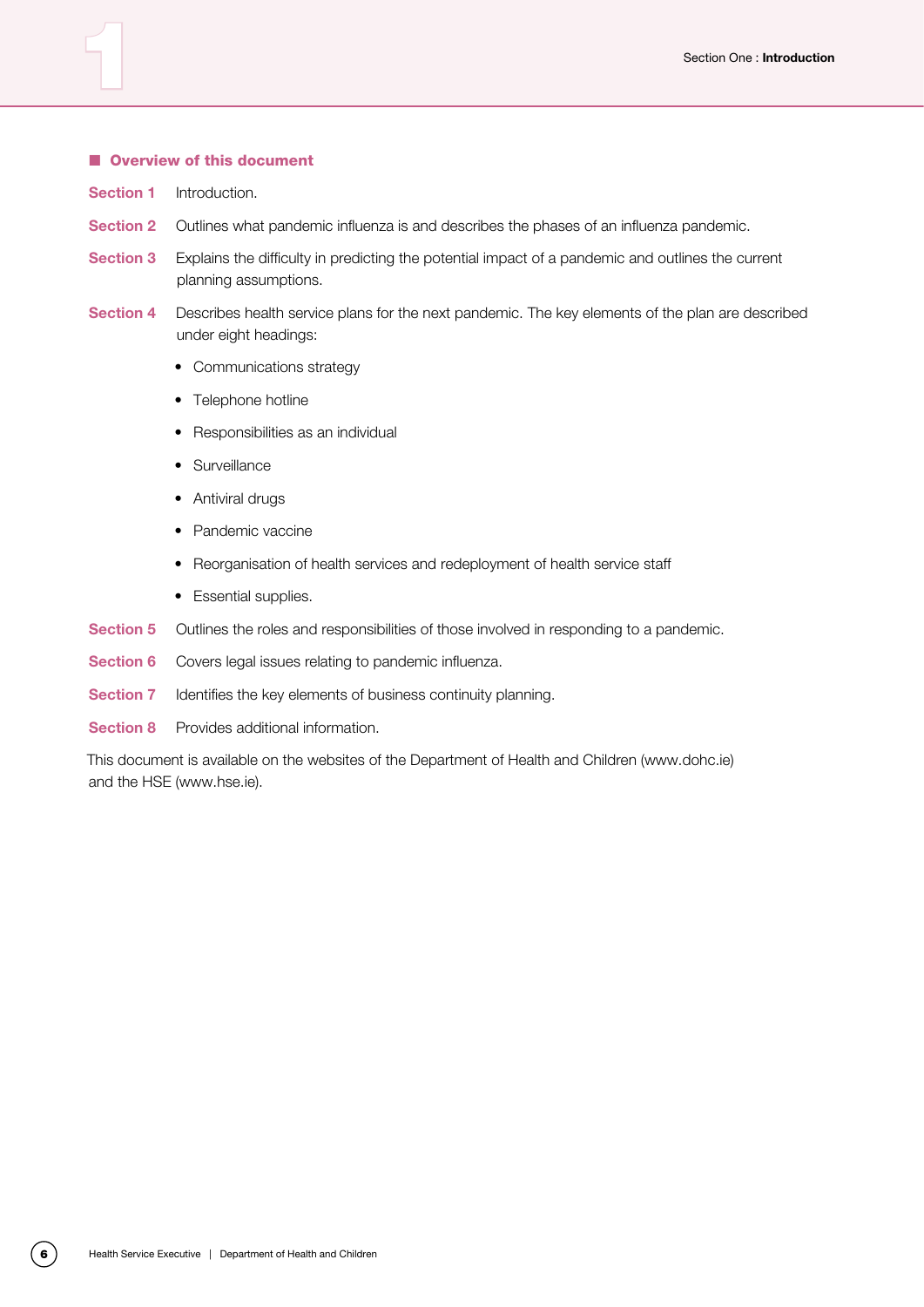## Overview of this document

**Section 1** Introduction.

**Section 2** Outlines what pandemic influenza is and describes the phases of an influenza pandemic.

**Section 3** Explains the difficulty in predicting the potential impact of a pandemic and outlines the current planning assumptions.

**Section 4** Describes health service plans for the next pandemic. The key elements of the plan are described under eight headings:

- Communications strategy
- Telephone hotline
- Responsibilities as an individual
- Surveillance
- Antiviral drugs
- Pandemic vaccine
- Reorganisation of health services and redeployment of health service staff
- Essential supplies.

**Section 5** Outlines the roles and responsibilities of those involved in responding to a pandemic.

**Section 6** Covers legal issues relating to pandemic influenza.

**Section 7** Identifies the key elements of business continuity planning.

**Section 8** Provides additional information.

This document is available on the websites of the Department of Health and Children (www.dohc.ie) and the HSE (www.hse.ie).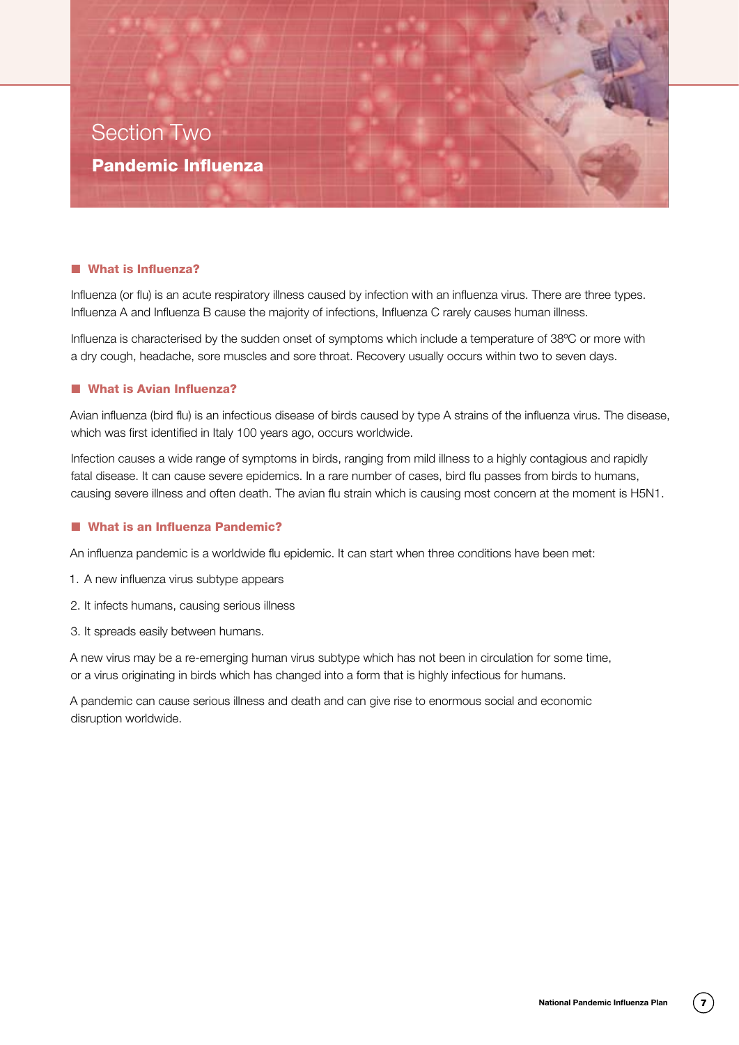# Section Two

## Pandemic Influenza

### What is Influenza?

Influenza (or flu) is an acute respiratory illness caused by infection with an influenza virus. There are three types. Influenza A and Influenza B cause the majority of infections, Influenza C rarely causes human illness.

Influenza is characterised by the sudden onset of symptoms which include a temperature of 38ºC or more with a dry cough, headache, sore muscles and sore throat. Recovery usually occurs within two to seven days.

### What is Avian Influenza?

Avian influenza (bird flu) is an infectious disease of birds caused by type A strains of the influenza virus. The disease, which was first identified in Italy 100 years ago, occurs worldwide.

Infection causes a wide range of symptoms in birds, ranging from mild illness to a highly contagious and rapidly fatal disease. It can cause severe epidemics. In a rare number of cases, bird flu passes from birds to humans, causing severe illness and often death. The avian flu strain which is causing most concern at the moment is H5N1.

### What is an Influenza Pandemic?

An influenza pandemic is a worldwide flu epidemic. It can start when three conditions have been met:

1. A new influenza virus subtype appears
2. It infects humans, causing serious illness
3. It spreads easily between humans.

A new virus may be a re-emerging human virus subtype which has not been in circulation for some time, or a virus originating in birds which has changed into a form that is highly infectious for humans.

A pandemic can cause serious illness and death and can give rise to enormous social and economic disruption worldwide.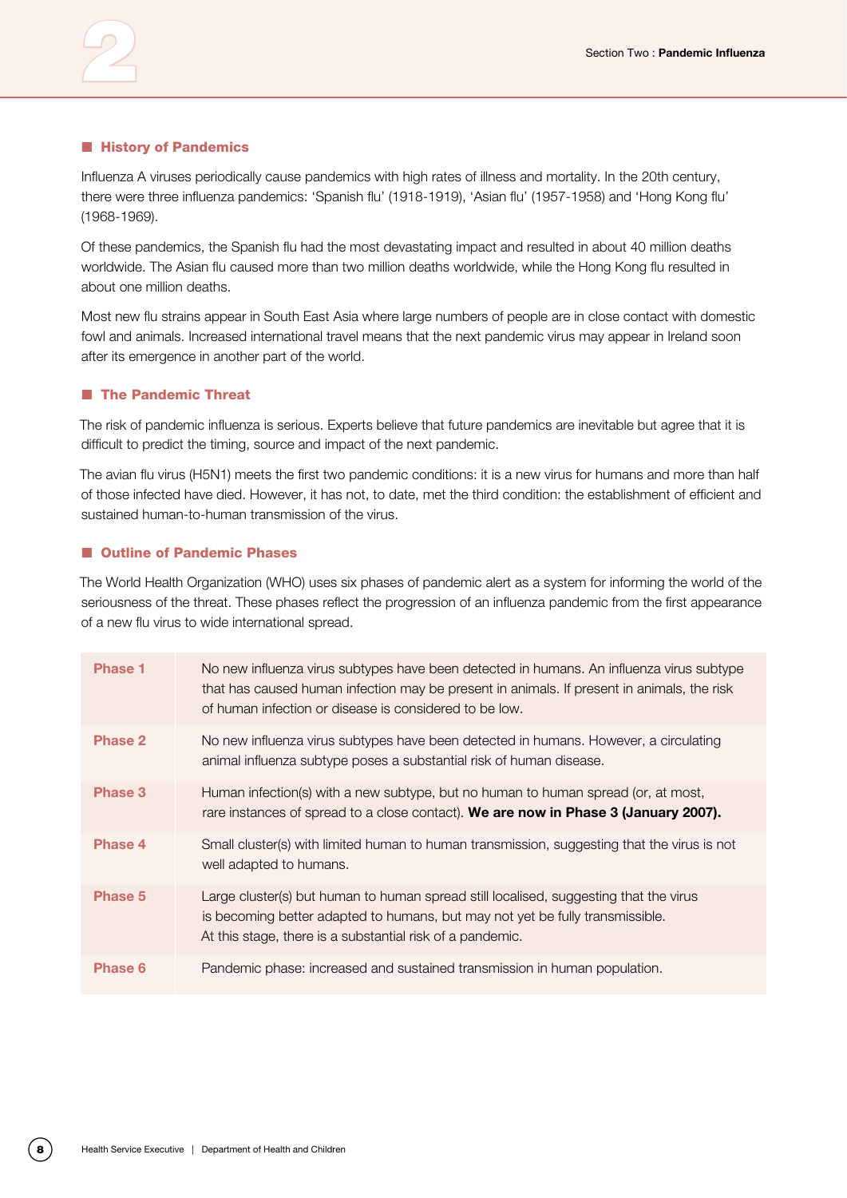## History of Pandemics

Influenza A viruses periodically cause pandemics with high rates of illness and mortality. In the 20th century, there were three influenza pandemics: 'Spanish flu' (1918-1919), 'Asian flu' (1957-1958) and 'Hong Kong flu' (1968-1969).

Of these pandemics, the Spanish flu had the most devastating impact and resulted in about 40 million deaths worldwide. The Asian flu caused more than two million deaths worldwide, while the Hong Kong flu resulted in about one million deaths.

Most new flu strains appear in South East Asia where large numbers of people are in close contact with domestic fowl and animals. Increased international travel means that the next pandemic virus may appear in Ireland soon after its emergence in another part of the world.

## The Pandemic Threat

The risk of pandemic influenza is serious. Experts believe that future pandemics are inevitable but agree that it is difficult to predict the timing, source and impact of the next pandemic.

The avian flu virus (H5N1) meets the first two pandemic conditions: it is a new virus for humans and more than half of those infected have died. However, it has not, to date, met the third condition: the establishment of efficient and sustained human-to-human transmission of the virus.

## Outline of Pandemic Phases

The World Health Organization (WHO) uses six phases of pandemic alert as a system for informing the world of the seriousness of the threat. These phases reflect the progression of an influenza pandemic from the first appearance of a new flu virus to wide international spread.

| Phase | Description |
|---|---|
| **Phase 1** | No new influenza virus subtypes have been detected in humans. An influenza virus subtype that has caused human infection may be present in animals. If present in animals, the risk of human infection or disease is considered to be low. |
| **Phase 2** | No new influenza virus subtypes have been detected in humans. However, a circulating animal influenza subtype poses a substantial risk of human disease. |
| **Phase 3** | Human infection(s) with a new subtype, but no human to human spread (or, at most, rare instances of spread to a close contact). **We are now in Phase 3 (January 2007).** |
| **Phase 4** | Small cluster(s) with limited human to human transmission, suggesting that the virus is not well adapted to humans. |
| **Phase 5** | Large cluster(s) but human to human spread still localised, suggesting that the virus is becoming better adapted to humans, but may not yet be fully transmissible. At this stage, there is a substantial risk of a pandemic. |
| **Phase 6** | Pandemic phase: increased and sustained transmission in human population. |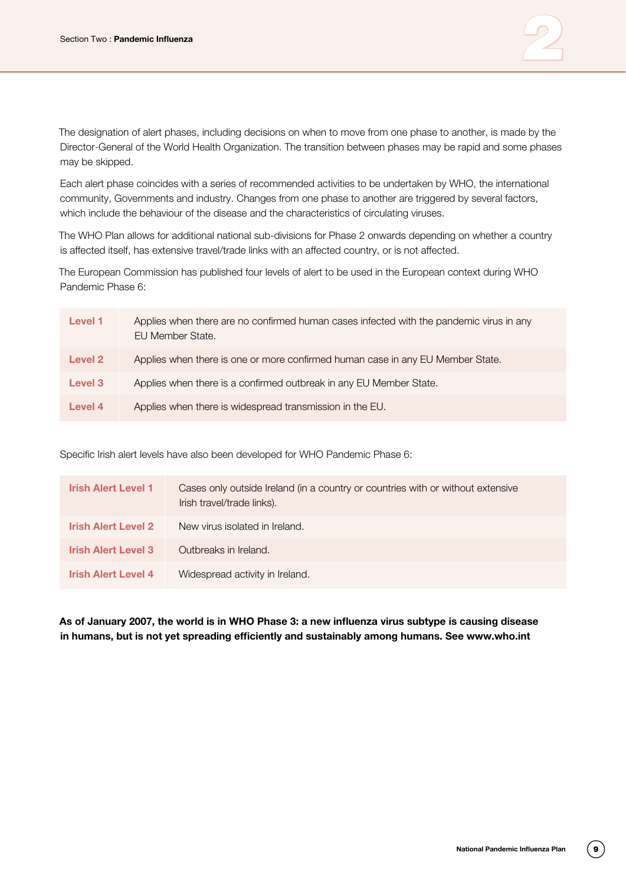The designation of alert phases, including decisions on when to move from one phase to another, is made by the Director-General of the World Health Organization. The transition between phases may be rapid and some phases may be skipped.

Each alert phase coincides with a series of recommended activities to be undertaken by WHO, the international community, Governments and industry. Changes from one phase to another are triggered by several factors, which include the behaviour of the disease and the characteristics of circulating viruses.

The WHO Plan allows for additional national sub-divisions for Phase 2 onwards depending on whether a country is affected itself, has extensive travel/trade links with an affected country, or is not affected.

The European Commission has published four levels of alert to be used in the European context during WHO Pandemic Phase 6:

| | |
|---|---|
| **Level 1** | Applies when there are no confirmed human cases infected with the pandemic virus in any EU Member State. |
| **Level 2** | Applies when there is one or more confirmed human case in any EU Member State. |
| **Level 3** | Applies when there is a confirmed outbreak in any EU Member State. |
| **Level 4** | Applies when there is widespread transmission in the EU. |

Specific Irish alert levels have also been developed for WHO Pandemic Phase 6:

| | |
|---|---|
| **Irish Alert Level 1** | Cases only outside Ireland (in a country or countries with or without extensive Irish travel/trade links). |
| **Irish Alert Level 2** | New virus isolated in Ireland. |
| **Irish Alert Level 3** | Outbreaks in Ireland. |
| **Irish Alert Level 4** | Widespread activity in Ireland. |

**As of January 2007, the world is in WHO Phase 3: a new influenza virus subtype is causing disease in humans, but is not yet spreading efficiently and sustainably among humans. See www.who.int**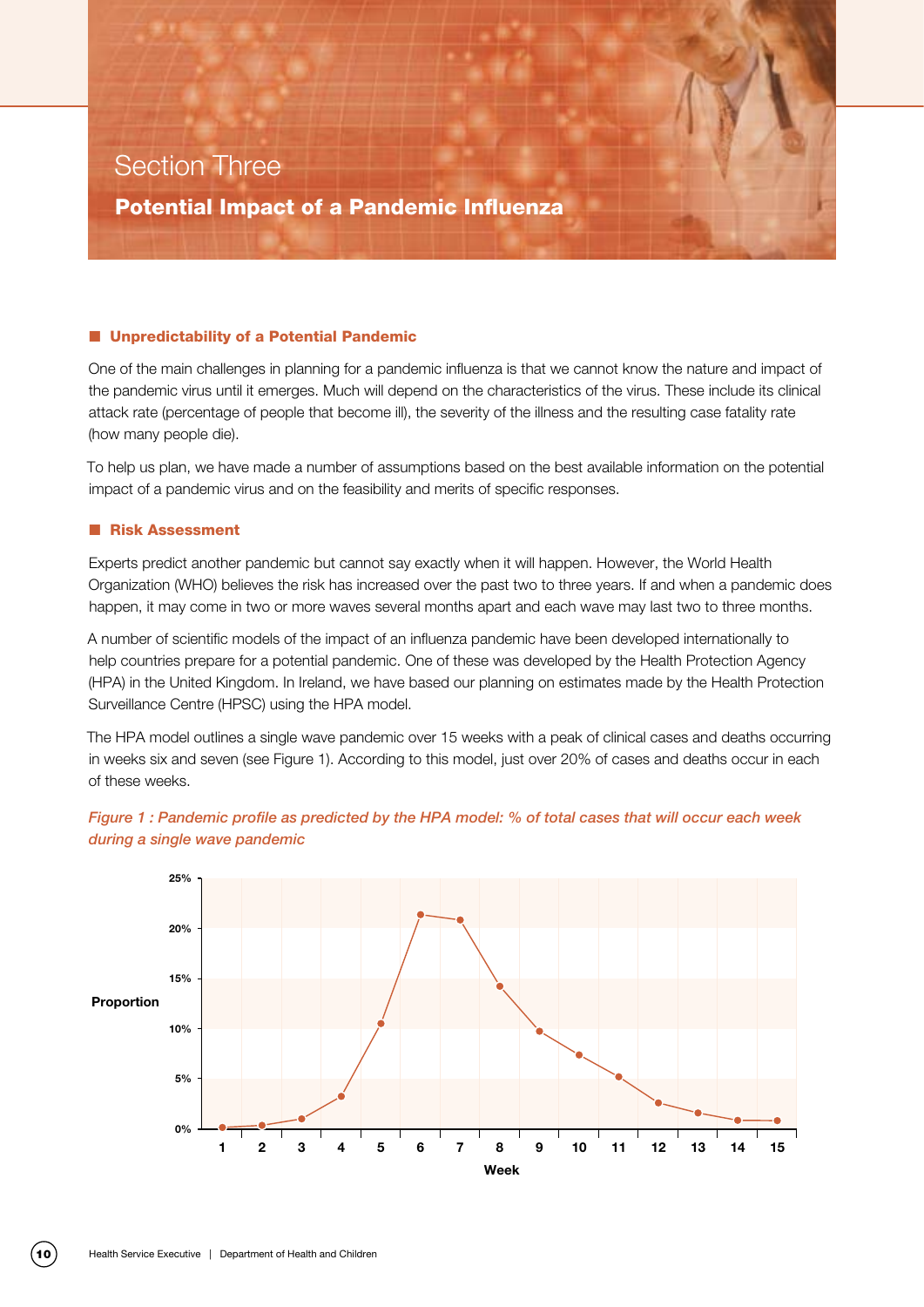# Section Three

## Potential Impact of a Pandemic Influenza

### Unpredictability of a Potential Pandemic

One of the main challenges in planning for a pandemic influenza is that we cannot know the nature and impact of the pandemic virus until it emerges. Much will depend on the characteristics of the virus. These include its clinical attack rate (percentage of people that become ill), the severity of the illness and the resulting case fatality rate (how many people die).

To help us plan, we have made a number of assumptions based on the best available information on the potential impact of a pandemic virus and on the feasibility and merits of specific responses.

### Risk Assessment

Experts predict another pandemic but cannot say exactly when it will happen. However, the World Health Organization (WHO) believes the risk has increased over the past two to three years. If and when a pandemic does happen, it may come in two or more waves several months apart and each wave may last two to three months.

A number of scientific models of the impact of an influenza pandemic have been developed internationally to help countries prepare for a potential pandemic. One of these was developed by the Health Protection Agency (HPA) in the United Kingdom. In Ireland, we have based our planning on estimates made by the Health Protection Surveillance Centre (HPSC) using the HPA model.

The HPA model outlines a single wave pandemic over 15 weeks with a peak of clinical cases and deaths occurring in weeks six and seven (see Figure 1). According to this model, just over 20% of cases and deaths occur in each of these weeks.

*Figure 1 : Pandemic profile as predicted by the HPA model: % of total cases that will occur each week during a single wave pandemic*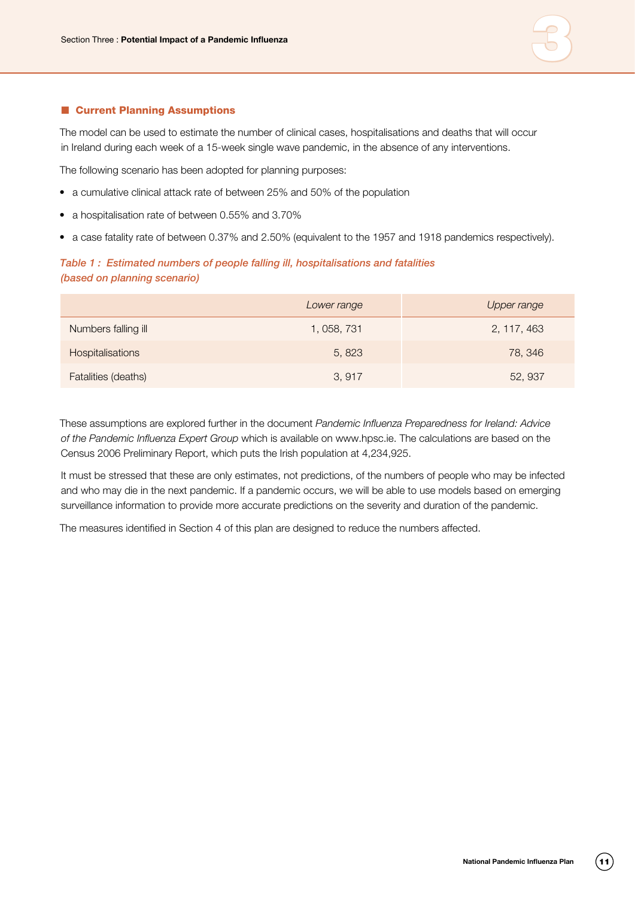## Current Planning Assumptions

The model can be used to estimate the number of clinical cases, hospitalisations and deaths that will occur in Ireland during each week of a 15-week single wave pandemic, in the absence of any interventions.

The following scenario has been adopted for planning purposes:

- a cumulative clinical attack rate of between 25% and 50% of the population
- a hospitalisation rate of between 0.55% and 3.70%
- a case fatality rate of between 0.37% and 2.50% (equivalent to the 1957 and 1918 pandemics respectively).

*Table 1 : Estimated numbers of people falling ill, hospitalisations and fatalities (based on planning scenario)*

| | *Lower range* | *Upper range* |
|---|---|---|
| Numbers falling ill | 1, 058, 731 | 2, 117, 463 |
| Hospitalisations | 5, 823 | 78, 346 |
| Fatalities (deaths) | 3, 917 | 52, 937 |

These assumptions are explored further in the document *Pandemic Influenza Preparedness for Ireland: Advice of the Pandemic Influenza Expert Group* which is available on www.hpsc.ie. The calculations are based on the Census 2006 Preliminary Report, which puts the Irish population at 4,234,925.

It must be stressed that these are only estimates, not predictions, of the numbers of people who may be infected and who may die in the next pandemic. If a pandemic occurs, we will be able to use models based on emerging surveillance information to provide more accurate predictions on the severity and duration of the pandemic.

The measures identified in Section 4 of this plan are designed to reduce the numbers affected.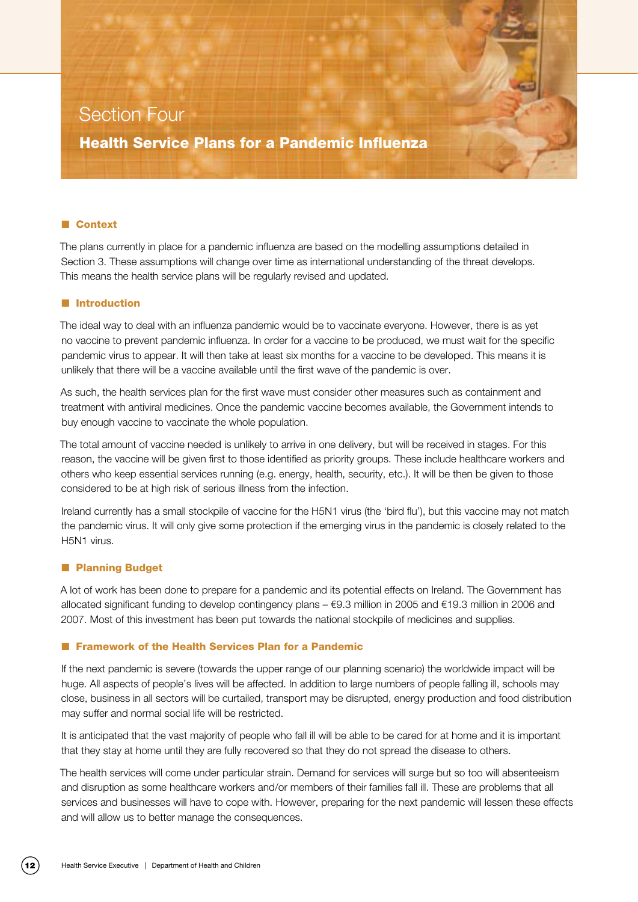# Section Four

## Health Service Plans for a Pandemic Influenza

### Context

The plans currently in place for a pandemic influenza are based on the modelling assumptions detailed in Section 3. These assumptions will change over time as international understanding of the threat develops. This means the health service plans will be regularly revised and updated.

### Introduction

The ideal way to deal with an influenza pandemic would be to vaccinate everyone. However, there is as yet no vaccine to prevent pandemic influenza. In order for a vaccine to be produced, we must wait for the specific pandemic virus to appear. It will then take at least six months for a vaccine to be developed. This means it is unlikely that there will be a vaccine available until the first wave of the pandemic is over.

As such, the health services plan for the first wave must consider other measures such as containment and treatment with antiviral medicines. Once the pandemic vaccine becomes available, the Government intends to buy enough vaccine to vaccinate the whole population.

The total amount of vaccine needed is unlikely to arrive in one delivery, but will be received in stages. For this reason, the vaccine will be given first to those identified as priority groups. These include healthcare workers and others who keep essential services running (e.g. energy, health, security, etc.). It will be then be given to those considered to be at high risk of serious illness from the infection.

Ireland currently has a small stockpile of vaccine for the H5N1 virus (the 'bird flu'), but this vaccine may not match the pandemic virus. It will only give some protection if the emerging virus in the pandemic is closely related to the H5N1 virus.

### Planning Budget

A lot of work has been done to prepare for a pandemic and its potential effects on Ireland. The Government has allocated significant funding to develop contingency plans – €9.3 million in 2005 and €19.3 million in 2006 and 2007. Most of this investment has been put towards the national stockpile of medicines and supplies.

### Framework of the Health Services Plan for a Pandemic

If the next pandemic is severe (towards the upper range of our planning scenario) the worldwide impact will be huge. All aspects of people's lives will be affected. In addition to large numbers of people falling ill, schools may close, business in all sectors will be curtailed, transport may be disrupted, energy production and food distribution may suffer and normal social life will be restricted.

It is anticipated that the vast majority of people who fall ill will be able to be cared for at home and it is important that they stay at home until they are fully recovered so that they do not spread the disease to others.

The health services will come under particular strain. Demand for services will surge but so too will absenteeism and disruption as some healthcare workers and/or members of their families fall ill. These are problems that all services and businesses will have to cope with. However, preparing for the next pandemic will lessen these effects and will allow us to better manage the consequences.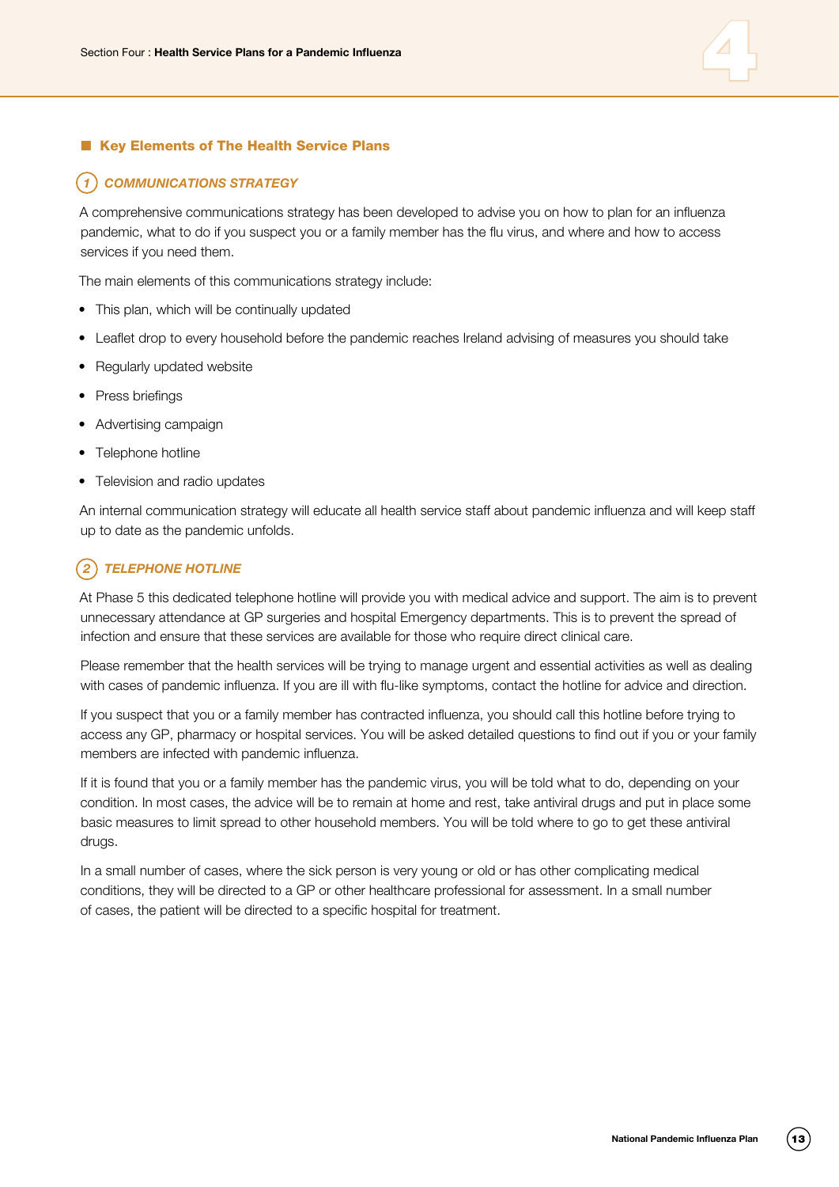## Key Elements of The Health Service Plans

### 1 COMMUNICATIONS STRATEGY

A comprehensive communications strategy has been developed to advise you on how to plan for an influenza pandemic, what to do if you suspect you or a family member has the flu virus, and where and how to access services if you need them.

The main elements of this communications strategy include:

- This plan, which will be continually updated
- Leaflet drop to every household before the pandemic reaches Ireland advising of measures you should take
- Regularly updated website
- Press briefings
- Advertising campaign
- Telephone hotline
- Television and radio updates

An internal communication strategy will educate all health service staff about pandemic influenza and will keep staff up to date as the pandemic unfolds.

### 2 TELEPHONE HOTLINE

At Phase 5 this dedicated telephone hotline will provide you with medical advice and support. The aim is to prevent unnecessary attendance at GP surgeries and hospital Emergency departments. This is to prevent the spread of infection and ensure that these services are available for those who require direct clinical care.

Please remember that the health services will be trying to manage urgent and essential activities as well as dealing with cases of pandemic influenza. If you are ill with flu-like symptoms, contact the hotline for advice and direction.

If you suspect that you or a family member has contracted influenza, you should call this hotline before trying to access any GP, pharmacy or hospital services. You will be asked detailed questions to find out if you or your family members are infected with pandemic influenza.

If it is found that you or a family member has the pandemic virus, you will be told what to do, depending on your condition. In most cases, the advice will be to remain at home and rest, take antiviral drugs and put in place some basic measures to limit spread to other household members. You will be told where to go to get these antiviral drugs.

In a small number of cases, where the sick person is very young or old or has other complicating medical conditions, they will be directed to a GP or other healthcare professional for assessment. In a small number of cases, the patient will be directed to a specific hospital for treatment.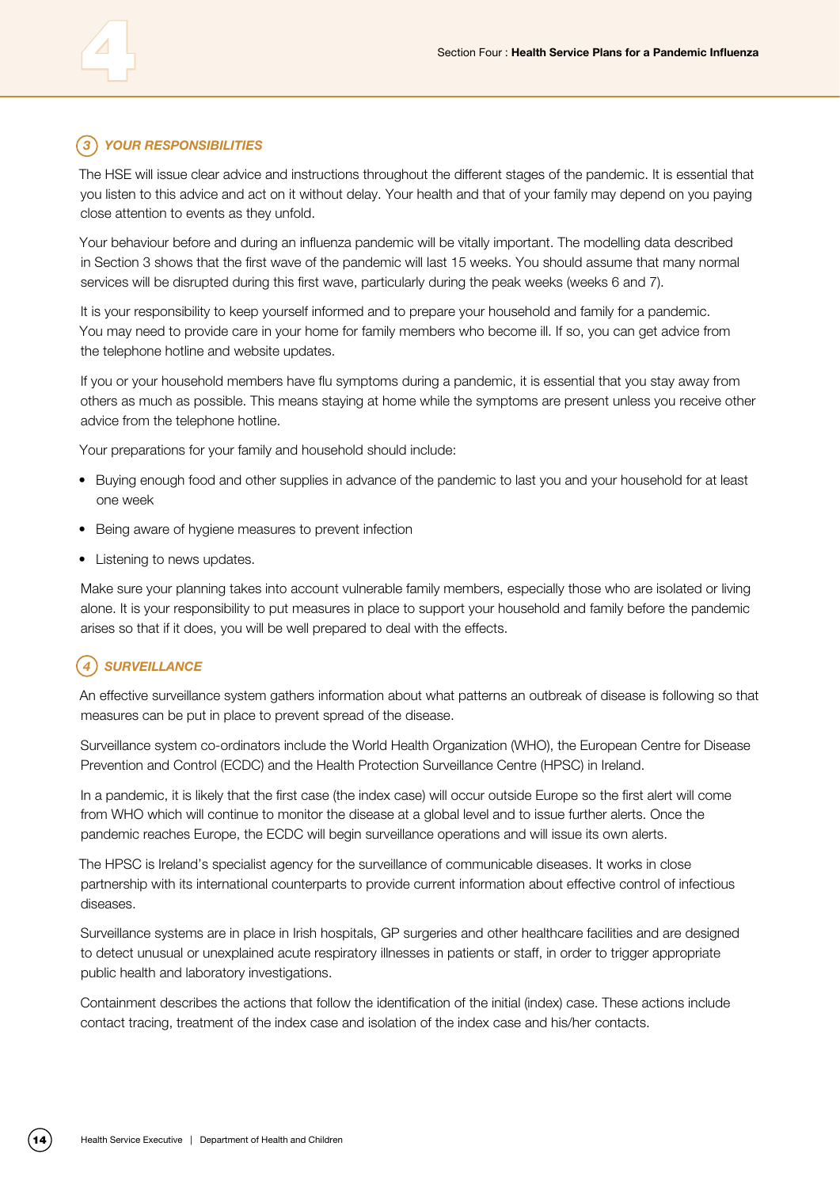## 3 YOUR RESPONSIBILITIES

The HSE will issue clear advice and instructions throughout the different stages of the pandemic. It is essential that you listen to this advice and act on it without delay. Your health and that of your family may depend on you paying close attention to events as they unfold.

Your behaviour before and during an influenza pandemic will be vitally important. The modelling data described in Section 3 shows that the first wave of the pandemic will last 15 weeks. You should assume that many normal services will be disrupted during this first wave, particularly during the peak weeks (weeks 6 and 7).

It is your responsibility to keep yourself informed and to prepare your household and family for a pandemic. You may need to provide care in your home for family members who become ill. If so, you can get advice from the telephone hotline and website updates.

If you or your household members have flu symptoms during a pandemic, it is essential that you stay away from others as much as possible. This means staying at home while the symptoms are present unless you receive other advice from the telephone hotline.

Your preparations for your family and household should include:

- Buying enough food and other supplies in advance of the pandemic to last you and your household for at least one week
- Being aware of hygiene measures to prevent infection
- Listening to news updates.

Make sure your planning takes into account vulnerable family members, especially those who are isolated or living alone. It is your responsibility to put measures in place to support your household and family before the pandemic arises so that if it does, you will be well prepared to deal with the effects.

## 4 SURVEILLANCE

An effective surveillance system gathers information about what patterns an outbreak of disease is following so that measures can be put in place to prevent spread of the disease.

Surveillance system co-ordinators include the World Health Organization (WHO), the European Centre for Disease Prevention and Control (ECDC) and the Health Protection Surveillance Centre (HPSC) in Ireland.

In a pandemic, it is likely that the first case (the index case) will occur outside Europe so the first alert will come from WHO which will continue to monitor the disease at a global level and to issue further alerts. Once the pandemic reaches Europe, the ECDC will begin surveillance operations and will issue its own alerts.

The HPSC is Ireland's specialist agency for the surveillance of communicable diseases. It works in close partnership with its international counterparts to provide current information about effective control of infectious diseases.

Surveillance systems are in place in Irish hospitals, GP surgeries and other healthcare facilities and are designed to detect unusual or unexplained acute respiratory illnesses in patients or staff, in order to trigger appropriate public health and laboratory investigations.

Containment describes the actions that follow the identification of the initial (index) case. These actions include contact tracing, treatment of the index case and isolation of the index case and his/her contacts.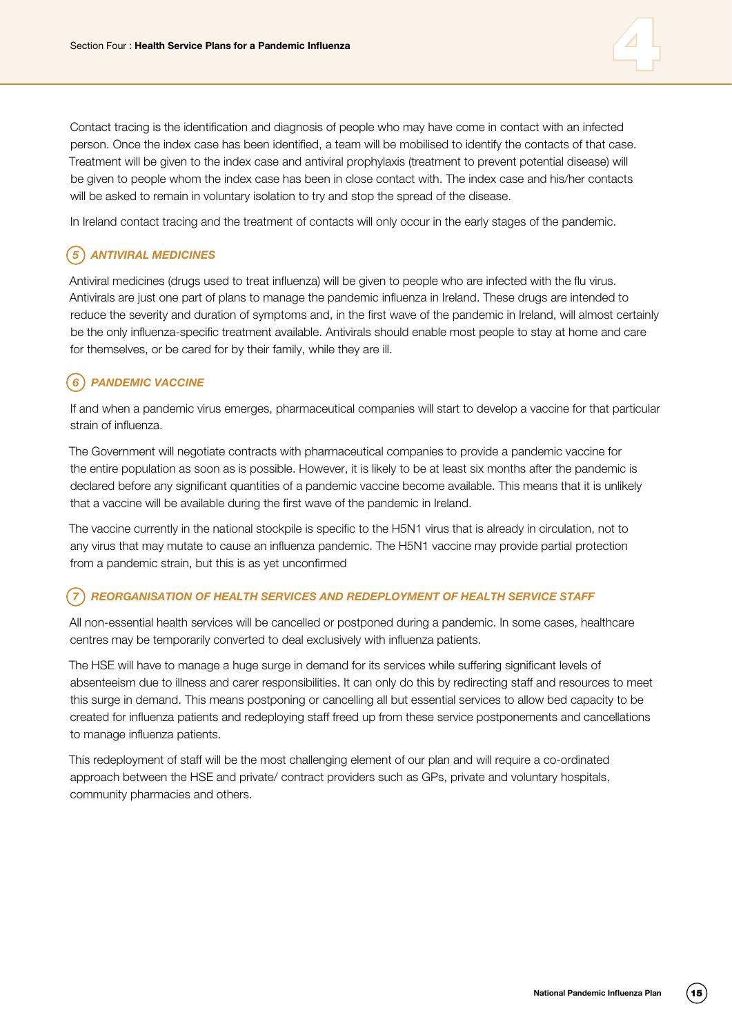Contact tracing is the identification and diagnosis of people who may have come in contact with an infected person. Once the index case has been identified, a team will be mobilised to identify the contacts of that case. Treatment will be given to the index case and antiviral prophylaxis (treatment to prevent potential disease) will be given to people whom the index case has been in close contact with. The index case and his/her contacts will be asked to remain in voluntary isolation to try and stop the spread of the disease.

In Ireland contact tracing and the treatment of contacts will only occur in the early stages of the pandemic.

### 5 *ANTIVIRAL MEDICINES*

Antiviral medicines (drugs used to treat influenza) will be given to people who are infected with the flu virus. Antivirals are just one part of plans to manage the pandemic influenza in Ireland. These drugs are intended to reduce the severity and duration of symptoms and, in the first wave of the pandemic in Ireland, will almost certainly be the only influenza-specific treatment available. Antivirals should enable most people to stay at home and care for themselves, or be cared for by their family, while they are ill.

### 6 *PANDEMIC VACCINE*

If and when a pandemic virus emerges, pharmaceutical companies will start to develop a vaccine for that particular strain of influenza.

The Government will negotiate contracts with pharmaceutical companies to provide a pandemic vaccine for the entire population as soon as is possible. However, it is likely to be at least six months after the pandemic is declared before any significant quantities of a pandemic vaccine become available. This means that it is unlikely that a vaccine will be available during the first wave of the pandemic in Ireland.

The vaccine currently in the national stockpile is specific to the H5N1 virus that is already in circulation, not to any virus that may mutate to cause an influenza pandemic. The H5N1 vaccine may provide partial protection from a pandemic strain, but this is as yet unconfirmed

### 7 *REORGANISATION OF HEALTH SERVICES AND REDEPLOYMENT OF HEALTH SERVICE STAFF*

All non-essential health services will be cancelled or postponed during a pandemic. In some cases, healthcare centres may be temporarily converted to deal exclusively with influenza patients.

The HSE will have to manage a huge surge in demand for its services while suffering significant levels of absenteeism due to illness and carer responsibilities. It can only do this by redirecting staff and resources to meet this surge in demand. This means postponing or cancelling all but essential services to allow bed capacity to be created for influenza patients and redeploying staff freed up from these service postponements and cancellations to manage influenza patients.

This redeployment of staff will be the most challenging element of our plan and will require a co-ordinated approach between the HSE and private/ contract providers such as GPs, private and voluntary hospitals, community pharmacies and others.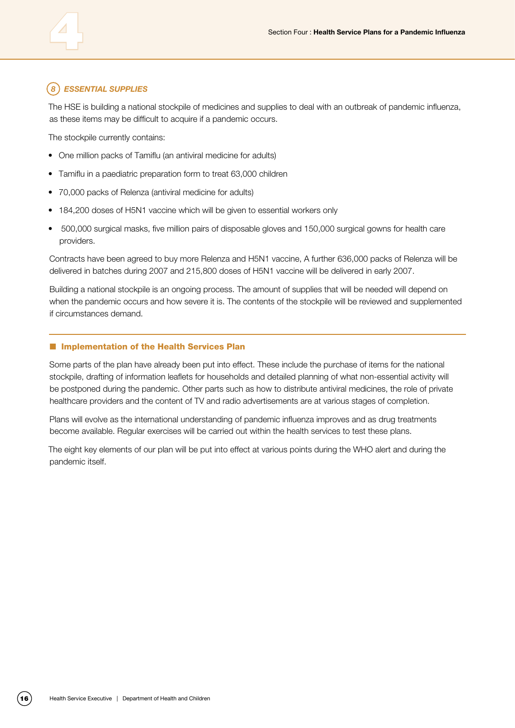## 8 *ESSENTIAL SUPPLIES*

The HSE is building a national stockpile of medicines and supplies to deal with an outbreak of pandemic influenza, as these items may be difficult to acquire if a pandemic occurs.

The stockpile currently contains:

- One million packs of Tamiflu (an antiviral medicine for adults)
- Tamiflu in a paediatric preparation form to treat 63,000 children
- 70,000 packs of Relenza (antiviral medicine for adults)
- 184,200 doses of H5N1 vaccine which will be given to essential workers only
- 500,000 surgical masks, five million pairs of disposable gloves and 150,000 surgical gowns for health care providers.

Contracts have been agreed to buy more Relenza and H5N1 vaccine, A further 636,000 packs of Relenza will be delivered in batches during 2007 and 215,800 doses of H5N1 vaccine will be delivered in early 2007.

Building a national stockpile is an ongoing process. The amount of supplies that will be needed will depend on when the pandemic occurs and how severe it is. The contents of the stockpile will be reviewed and supplemented if circumstances demand.

## Implementation of the Health Services Plan

Some parts of the plan have already been put into effect. These include the purchase of items for the national stockpile, drafting of information leaflets for households and detailed planning of what non-essential activity will be postponed during the pandemic. Other parts such as how to distribute antiviral medicines, the role of private healthcare providers and the content of TV and radio advertisements are at various stages of completion.

Plans will evolve as the international understanding of pandemic influenza improves and as drug treatments become available. Regular exercises will be carried out within the health services to test these plans.

The eight key elements of our plan will be put into effect at various points during the WHO alert and during the pandemic itself.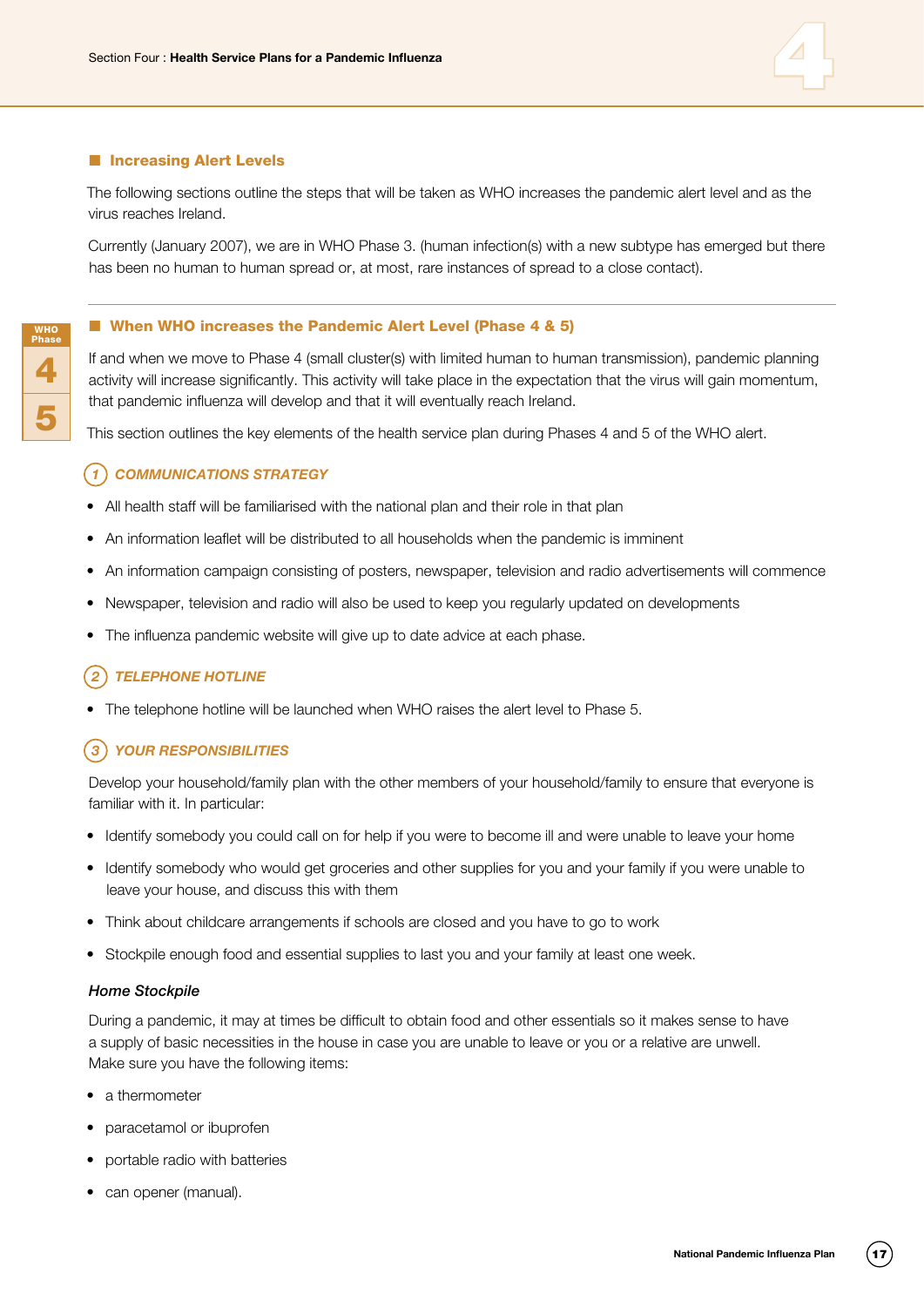## Increasing Alert Levels

The following sections outline the steps that will be taken as WHO increases the pandemic alert level and as the virus reaches Ireland.

Currently (January 2007), we are in WHO Phase 3. (human infection(s) with a new subtype has emerged but there has been no human to human spread or, at most, rare instances of spread to a close contact).

## When WHO increases the Pandemic Alert Level (Phase 4 & 5)

WHO Phase 4 5

If and when we move to Phase 4 (small cluster(s) with limited human to human transmission), pandemic planning activity will increase significantly. This activity will take place in the expectation that the virus will gain momentum, that pandemic influenza will develop and that it will eventually reach Ireland.

This section outlines the key elements of the health service plan during Phases 4 and 5 of the WHO alert.

### 1 *COMMUNICATIONS STRATEGY*

- All health staff will be familiarised with the national plan and their role in that plan
- An information leaflet will be distributed to all households when the pandemic is imminent
- An information campaign consisting of posters, newspaper, television and radio advertisements will commence
- Newspaper, television and radio will also be used to keep you regularly updated on developments
- The influenza pandemic website will give up to date advice at each phase.

### 2 *TELEPHONE HOTLINE*

- The telephone hotline will be launched when WHO raises the alert level to Phase 5.

### 3 *YOUR RESPONSIBILITIES*

Develop your household/family plan with the other members of your household/family to ensure that everyone is familiar with it. In particular:

- Identify somebody you could call on for help if you were to become ill and were unable to leave your home
- Identify somebody who would get groceries and other supplies for you and your family if you were unable to leave your house, and discuss this with them
- Think about childcare arrangements if schools are closed and you have to go to work
- Stockpile enough food and essential supplies to last you and your family at least one week.

#### *Home Stockpile*

During a pandemic, it may at times be difficult to obtain food and other essentials so it makes sense to have a supply of basic necessities in the house in case you are unable to leave or you or a relative are unwell. Make sure you have the following items:

- a thermometer
- paracetamol or ibuprofen
- portable radio with batteries
- can opener (manual).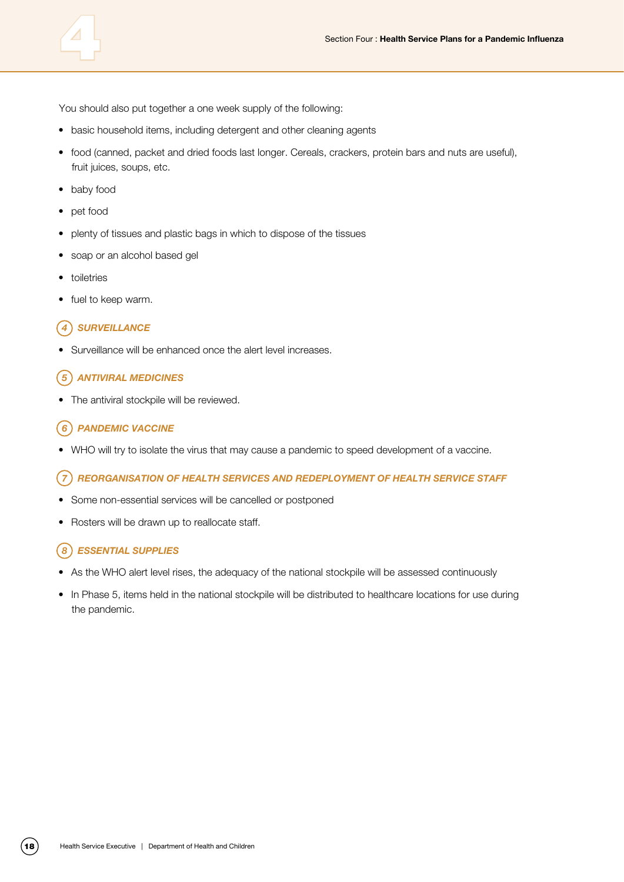You should also put together a one week supply of the following:

- basic household items, including detergent and other cleaning agents
- food (canned, packet and dried foods last longer. Cereals, crackers, protein bars and nuts are useful), fruit juices, soups, etc.
- baby food
- pet food
- plenty of tissues and plastic bags in which to dispose of the tissues
- soap or an alcohol based gel
- toiletries
- fuel to keep warm.

### 4 SURVEILLANCE

- Surveillance will be enhanced once the alert level increases.

### 5 ANTIVIRAL MEDICINES

- The antiviral stockpile will be reviewed.

### 6 PANDEMIC VACCINE

- WHO will try to isolate the virus that may cause a pandemic to speed development of a vaccine.

### 7 REORGANISATION OF HEALTH SERVICES AND REDEPLOYMENT OF HEALTH SERVICE STAFF

- Some non-essential services will be cancelled or postponed
- Rosters will be drawn up to reallocate staff.

### 8 ESSENTIAL SUPPLIES

- As the WHO alert level rises, the adequacy of the national stockpile will be assessed continuously
- In Phase 5, items held in the national stockpile will be distributed to healthcare locations for use during the pandemic.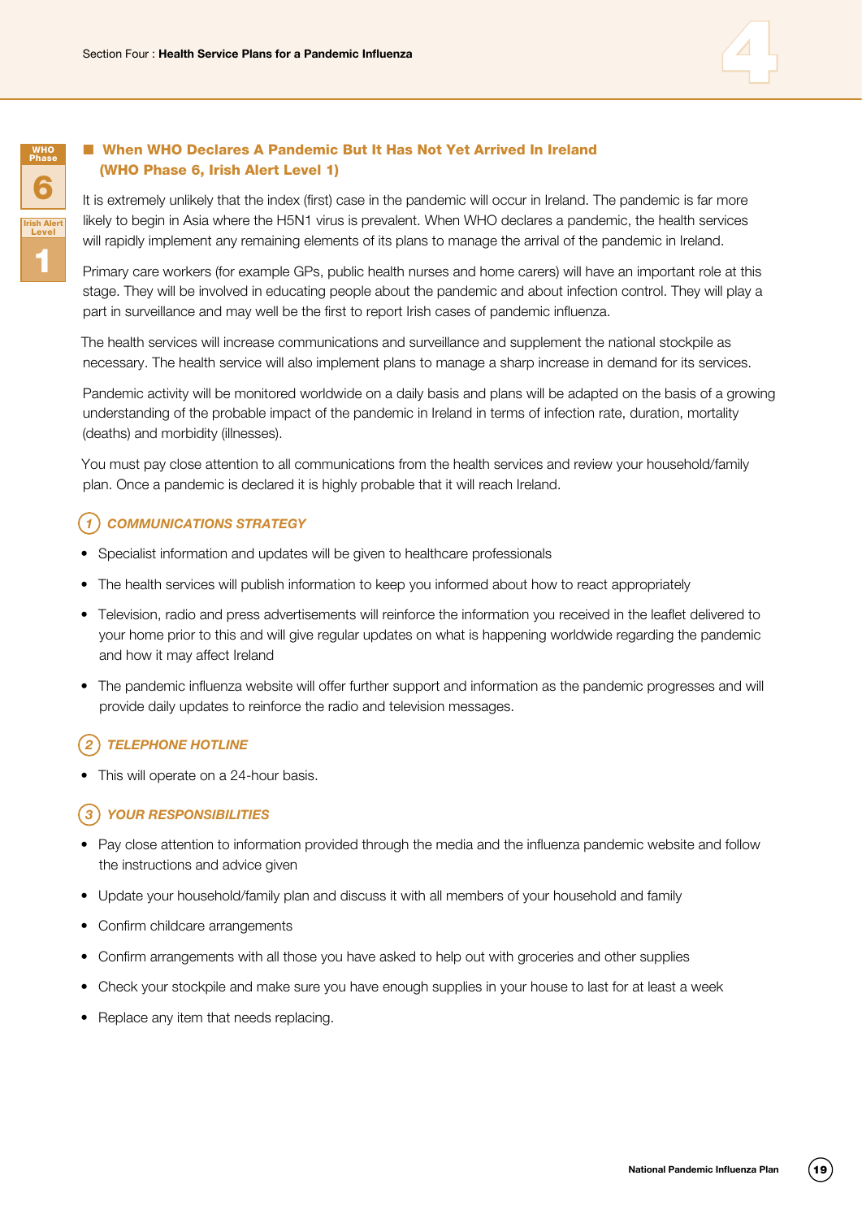## When WHO Declares A Pandemic But It Has Not Yet Arrived In Ireland (WHO Phase 6, Irish Alert Level 1)

It is extremely unlikely that the index (first) case in the pandemic will occur in Ireland. The pandemic is far more likely to begin in Asia where the H5N1 virus is prevalent. When WHO declares a pandemic, the health services will rapidly implement any remaining elements of its plans to manage the arrival of the pandemic in Ireland.

Primary care workers (for example GPs, public health nurses and home carers) will have an important role at this stage. They will be involved in educating people about the pandemic and about infection control. They will play a part in surveillance and may well be the first to report Irish cases of pandemic influenza.

The health services will increase communications and surveillance and supplement the national stockpile as necessary. The health service will also implement plans to manage a sharp increase in demand for its services.

Pandemic activity will be monitored worldwide on a daily basis and plans will be adapted on the basis of a growing understanding of the probable impact of the pandemic in Ireland in terms of infection rate, duration, mortality (deaths) and morbidity (illnesses).

You must pay close attention to all communications from the health services and review your household/family plan. Once a pandemic is declared it is highly probable that it will reach Ireland.

### 1 COMMUNICATIONS STRATEGY

- Specialist information and updates will be given to healthcare professionals
- The health services will publish information to keep you informed about how to react appropriately
- Television, radio and press advertisements will reinforce the information you received in the leaflet delivered to your home prior to this and will give regular updates on what is happening worldwide regarding the pandemic and how it may affect Ireland
- The pandemic influenza website will offer further support and information as the pandemic progresses and will provide daily updates to reinforce the radio and television messages.

### 2 TELEPHONE HOTLINE

- This will operate on a 24-hour basis.

### 3 YOUR RESPONSIBILITIES

- Pay close attention to information provided through the media and the influenza pandemic website and follow the instructions and advice given
- Update your household/family plan and discuss it with all members of your household and family
- Confirm childcare arrangements
- Confirm arrangements with all those you have asked to help out with groceries and other supplies
- Check your stockpile and make sure you have enough supplies in your house to last for at least a week
- Replace any item that needs replacing.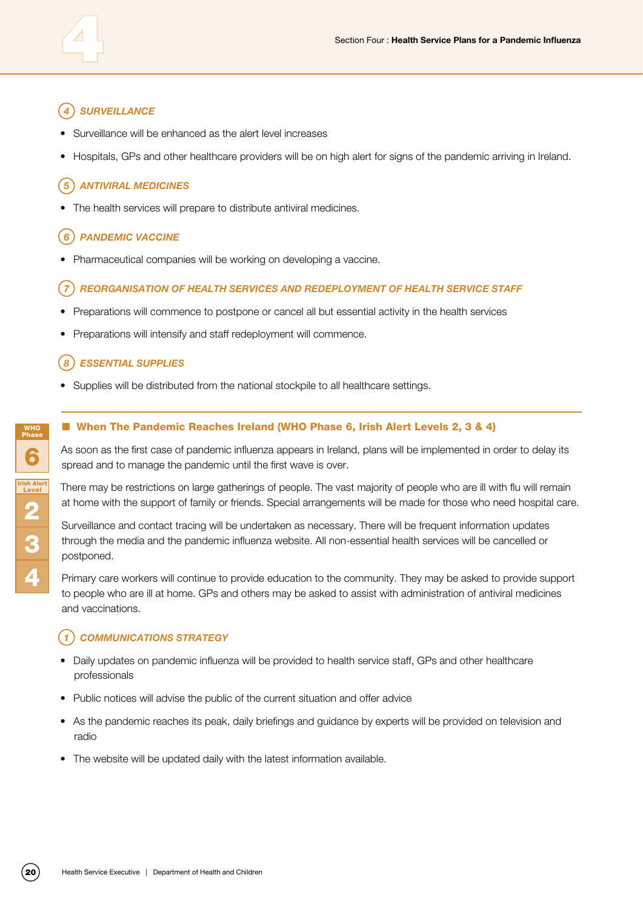### 4 SURVEILLANCE

- Surveillance will be enhanced as the alert level increases
- Hospitals, GPs and other healthcare providers will be on high alert for signs of the pandemic arriving in Ireland.

### 5 ANTIVIRAL MEDICINES

- The health services will prepare to distribute antiviral medicines.

### 6 PANDEMIC VACCINE

- Pharmaceutical companies will be working on developing a vaccine.

### 7 REORGANISATION OF HEALTH SERVICES AND REDEPLOYMENT OF HEALTH SERVICE STAFF

- Preparations will commence to postpone or cancel all but essential activity in the health services
- Preparations will intensify and staff redeployment will commence.

### 8 ESSENTIAL SUPPLIES

- Supplies will be distributed from the national stockpile to all healthcare settings.

## When The Pandemic Reaches Ireland (WHO Phase 6, Irish Alert Levels 2, 3 & 4)

WHO Phase 6 | Irish Alert Level 2, 3, 4

As soon as the first case of pandemic influenza appears in Ireland, plans will be implemented in order to delay its spread and to manage the pandemic until the first wave is over.

There may be restrictions on large gatherings of people. The vast majority of people who are ill with flu will remain at home with the support of family or friends. Special arrangements will be made for those who need hospital care.

Surveillance and contact tracing will be undertaken as necessary. There will be frequent information updates through the media and the pandemic influenza website. All non-essential health services will be cancelled or postponed.

Primary care workers will continue to provide education to the community. They may be asked to provide support to people who are ill at home. GPs and others may be asked to assist with administration of antiviral medicines and vaccinations.

### 1 COMMUNICATIONS STRATEGY

- Daily updates on pandemic influenza will be provided to health service staff, GPs and other healthcare professionals
- Public notices will advise the public of the current situation and offer advice
- As the pandemic reaches its peak, daily briefings and guidance by experts will be provided on television and radio
- The website will be updated daily with the latest information available.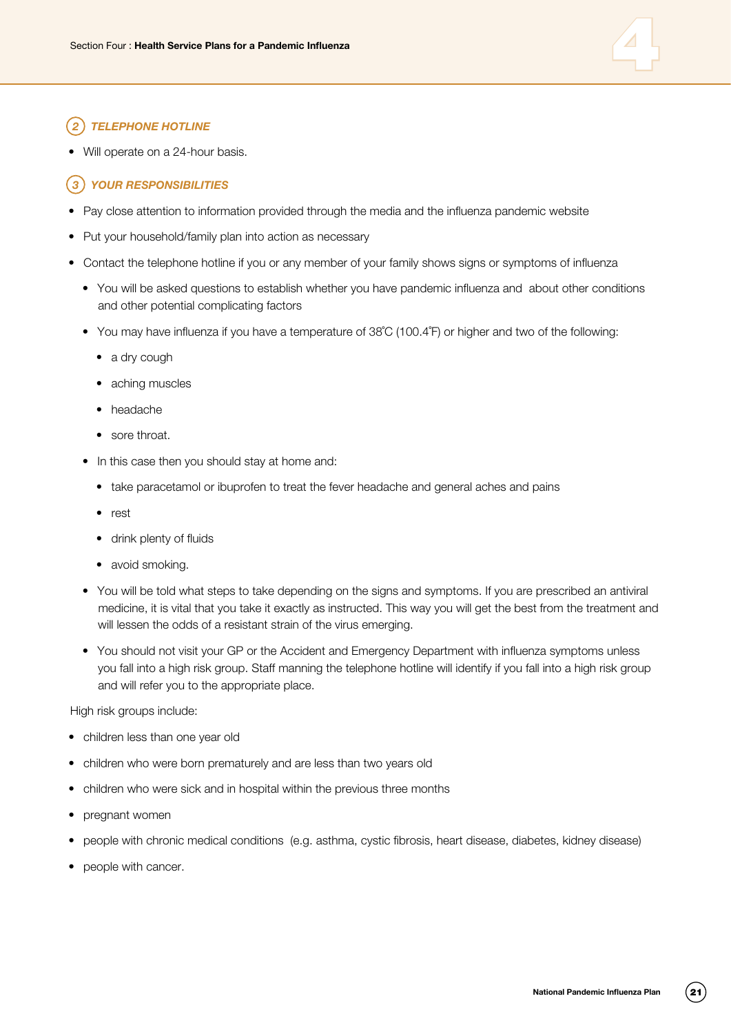## 2 TELEPHONE HOTLINE

- Will operate on a 24-hour basis.

## 3 YOUR RESPONSIBILITIES

- Pay close attention to information provided through the media and the influenza pandemic website
- Put your household/family plan into action as necessary
- Contact the telephone hotline if you or any member of your family shows signs or symptoms of influenza
  - You will be asked questions to establish whether you have pandemic influenza and about other conditions and other potential complicating factors
  - You may have influenza if you have a temperature of 38˚C (100.4˚F) or higher and two of the following:
    - a dry cough
    - aching muscles
    - headache
    - sore throat.
  - In this case then you should stay at home and:
    - take paracetamol or ibuprofen to treat the fever headache and general aches and pains
    - rest
    - drink plenty of fluids
    - avoid smoking.
  - You will be told what steps to take depending on the signs and symptoms. If you are prescribed an antiviral medicine, it is vital that you take it exactly as instructed. This way you will get the best from the treatment and will lessen the odds of a resistant strain of the virus emerging.
  - You should not visit your GP or the Accident and Emergency Department with influenza symptoms unless you fall into a high risk group. Staff manning the telephone hotline will identify if you fall into a high risk group and will refer you to the appropriate place.

High risk groups include:

- children less than one year old
- children who were born prematurely and are less than two years old
- children who were sick and in hospital within the previous three months
- pregnant women
- people with chronic medical conditions (e.g. asthma, cystic fibrosis, heart disease, diabetes, kidney disease)
- people with cancer.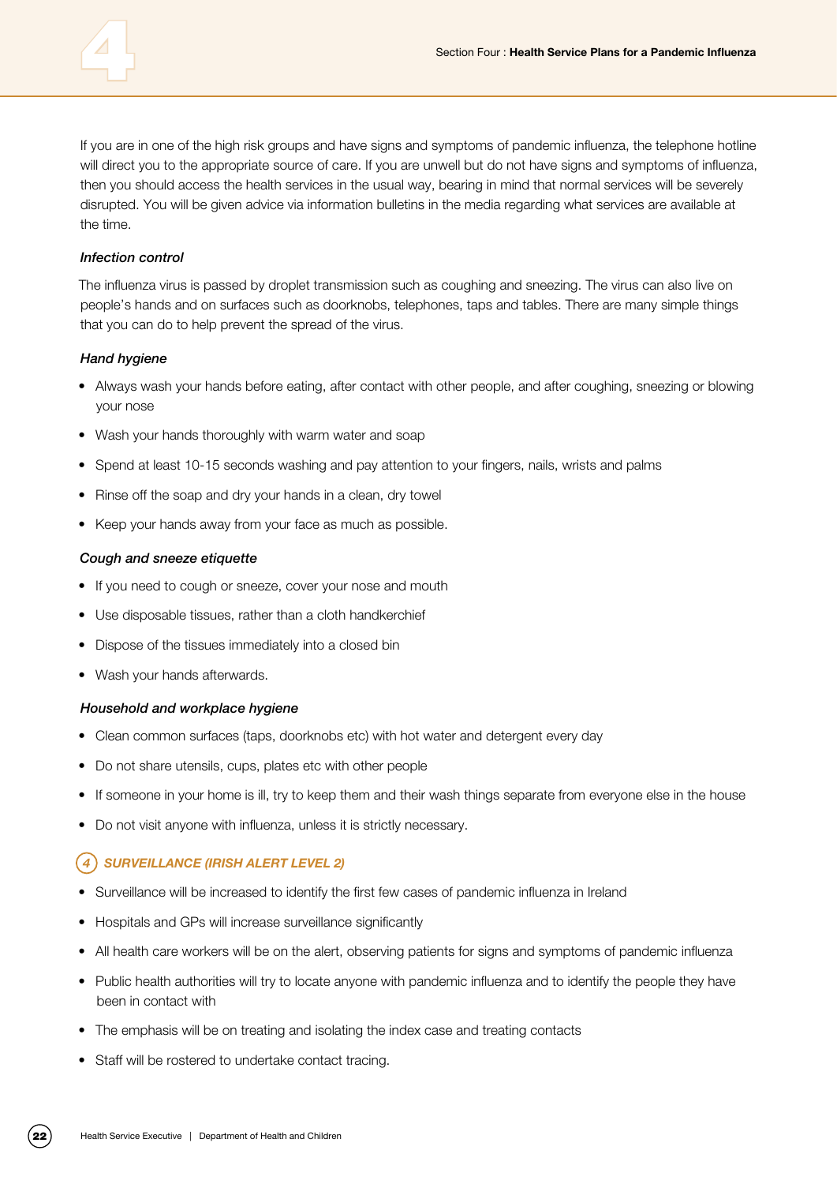If you are in one of the high risk groups and have signs and symptoms of pandemic influenza, the telephone hotline will direct you to the appropriate source of care. If you are unwell but do not have signs and symptoms of influenza, then you should access the health services in the usual way, bearing in mind that normal services will be severely disrupted. You will be given advice via information bulletins in the media regarding what services are available at the time.

#### *Infection control*

The influenza virus is passed by droplet transmission such as coughing and sneezing. The virus can also live on people's hands and on surfaces such as doorknobs, telephones, taps and tables. There are many simple things that you can do to help prevent the spread of the virus.

#### *Hand hygiene*

- Always wash your hands before eating, after contact with other people, and after coughing, sneezing or blowing your nose
- Wash your hands thoroughly with warm water and soap
- Spend at least 10-15 seconds washing and pay attention to your fingers, nails, wrists and palms
- Rinse off the soap and dry your hands in a clean, dry towel
- Keep your hands away from your face as much as possible.

#### *Cough and sneeze etiquette*

- If you need to cough or sneeze, cover your nose and mouth
- Use disposable tissues, rather than a cloth handkerchief
- Dispose of the tissues immediately into a closed bin
- Wash your hands afterwards.

#### *Household and workplace hygiene*

- Clean common surfaces (taps, doorknobs etc) with hot water and detergent every day
- Do not share utensils, cups, plates etc with other people
- If someone in your home is ill, try to keep them and their wash things separate from everyone else in the house
- Do not visit anyone with influenza, unless it is strictly necessary.

### 4 SURVEILLANCE (IRISH ALERT LEVEL 2)

- Surveillance will be increased to identify the first few cases of pandemic influenza in Ireland
- Hospitals and GPs will increase surveillance significantly
- All health care workers will be on the alert, observing patients for signs and symptoms of pandemic influenza
- Public health authorities will try to locate anyone with pandemic influenza and to identify the people they have been in contact with
- The emphasis will be on treating and isolating the index case and treating contacts
- Staff will be rostered to undertake contact tracing.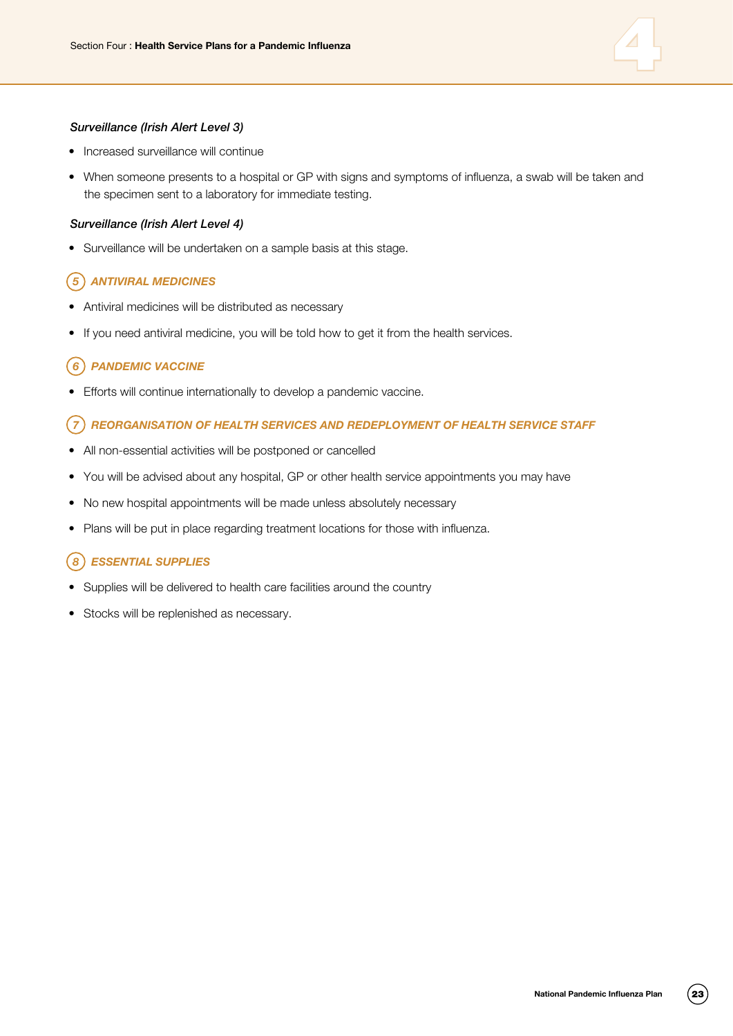### *Surveillance (Irish Alert Level 3)*

- Increased surveillance will continue
- When someone presents to a hospital or GP with signs and symptoms of influenza, a swab will be taken and the specimen sent to a laboratory for immediate testing.

### *Surveillance (Irish Alert Level 4)*

- Surveillance will be undertaken on a sample basis at this stage.

## *5 ANTIVIRAL MEDICINES*

- Antiviral medicines will be distributed as necessary
- If you need antiviral medicine, you will be told how to get it from the health services.

## *6 PANDEMIC VACCINE*

- Efforts will continue internationally to develop a pandemic vaccine.

## *7 REORGANISATION OF HEALTH SERVICES AND REDEPLOYMENT OF HEALTH SERVICE STAFF*

- All non-essential activities will be postponed or cancelled
- You will be advised about any hospital, GP or other health service appointments you may have
- No new hospital appointments will be made unless absolutely necessary
- Plans will be put in place regarding treatment locations for those with influenza.

## *8 ESSENTIAL SUPPLIES*

- Supplies will be delivered to health care facilities around the country
- Stocks will be replenished as necessary.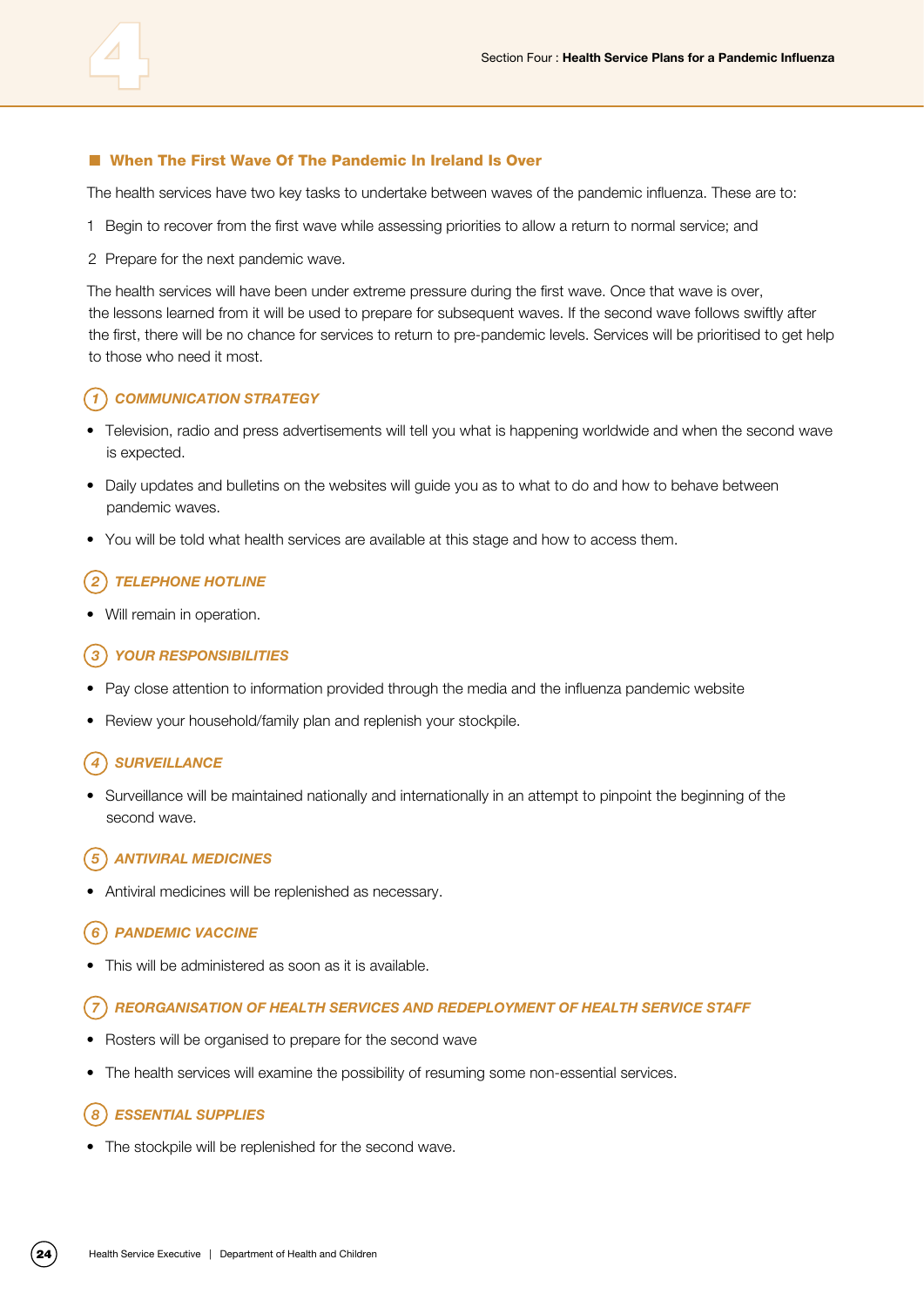## When The First Wave Of The Pandemic In Ireland Is Over

The health services have two key tasks to undertake between waves of the pandemic influenza. These are to:

1 Begin to recover from the first wave while assessing priorities to allow a return to normal service; and

2 Prepare for the next pandemic wave.

The health services will have been under extreme pressure during the first wave. Once that wave is over, the lessons learned from it will be used to prepare for subsequent waves. If the second wave follows swiftly after the first, there will be no chance for services to return to pre-pandemic levels. Services will be prioritised to get help to those who need it most.

### 1 COMMUNICATION STRATEGY

- Television, radio and press advertisements will tell you what is happening worldwide and when the second wave is expected.
- Daily updates and bulletins on the websites will guide you as to what to do and how to behave between pandemic waves.
- You will be told what health services are available at this stage and how to access them.

### 2 TELEPHONE HOTLINE

- Will remain in operation.

### 3 YOUR RESPONSIBILITIES

- Pay close attention to information provided through the media and the influenza pandemic website
- Review your household/family plan and replenish your stockpile.

### 4 SURVEILLANCE

- Surveillance will be maintained nationally and internationally in an attempt to pinpoint the beginning of the second wave.

### 5 ANTIVIRAL MEDICINES

- Antiviral medicines will be replenished as necessary.

### 6 PANDEMIC VACCINE

- This will be administered as soon as it is available.

### 7 REORGANISATION OF HEALTH SERVICES AND REDEPLOYMENT OF HEALTH SERVICE STAFF

- Rosters will be organised to prepare for the second wave
- The health services will examine the possibility of resuming some non-essential services.

### 8 ESSENTIAL SUPPLIES

- The stockpile will be replenished for the second wave.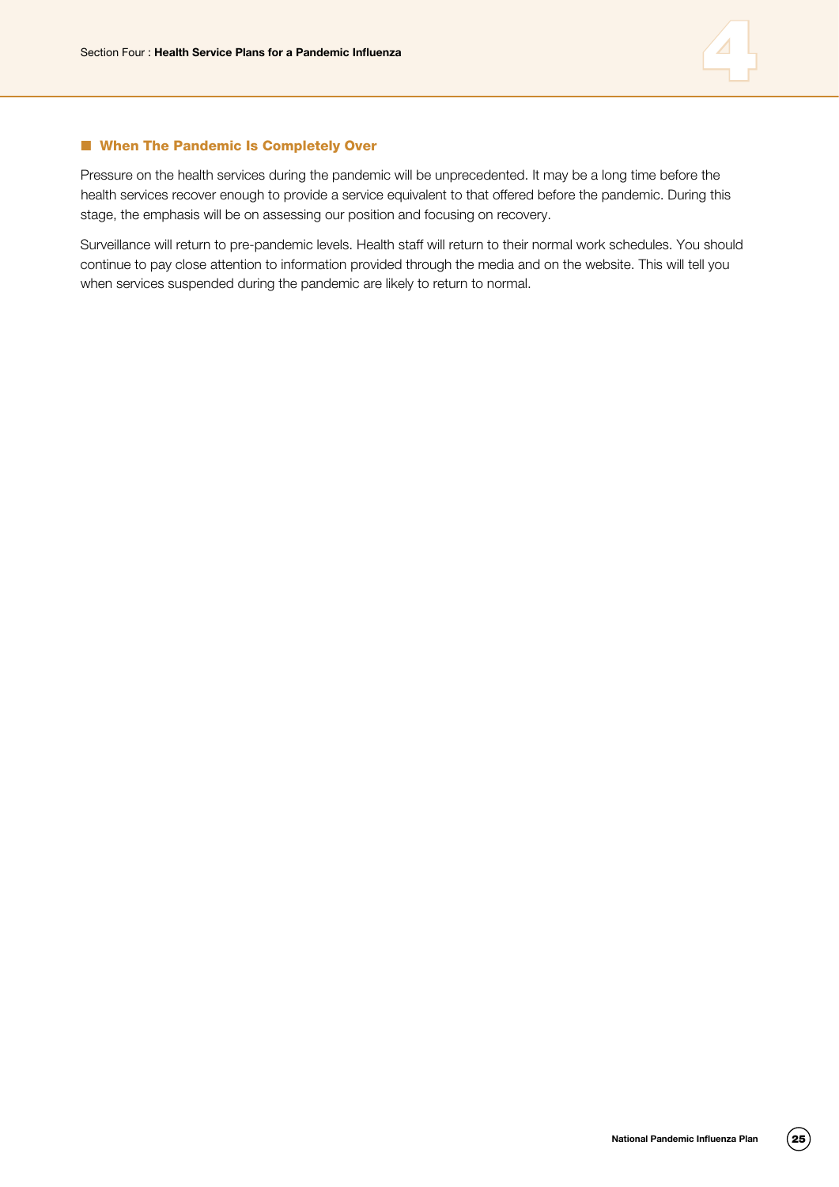## When The Pandemic Is Completely Over

Pressure on the health services during the pandemic will be unprecedented. It may be a long time before the health services recover enough to provide a service equivalent to that offered before the pandemic. During this stage, the emphasis will be on assessing our position and focusing on recovery.

Surveillance will return to pre-pandemic levels. Health staff will return to their normal work schedules. You should continue to pay close attention to information provided through the media and on the website. This will tell you when services suspended during the pandemic are likely to return to normal.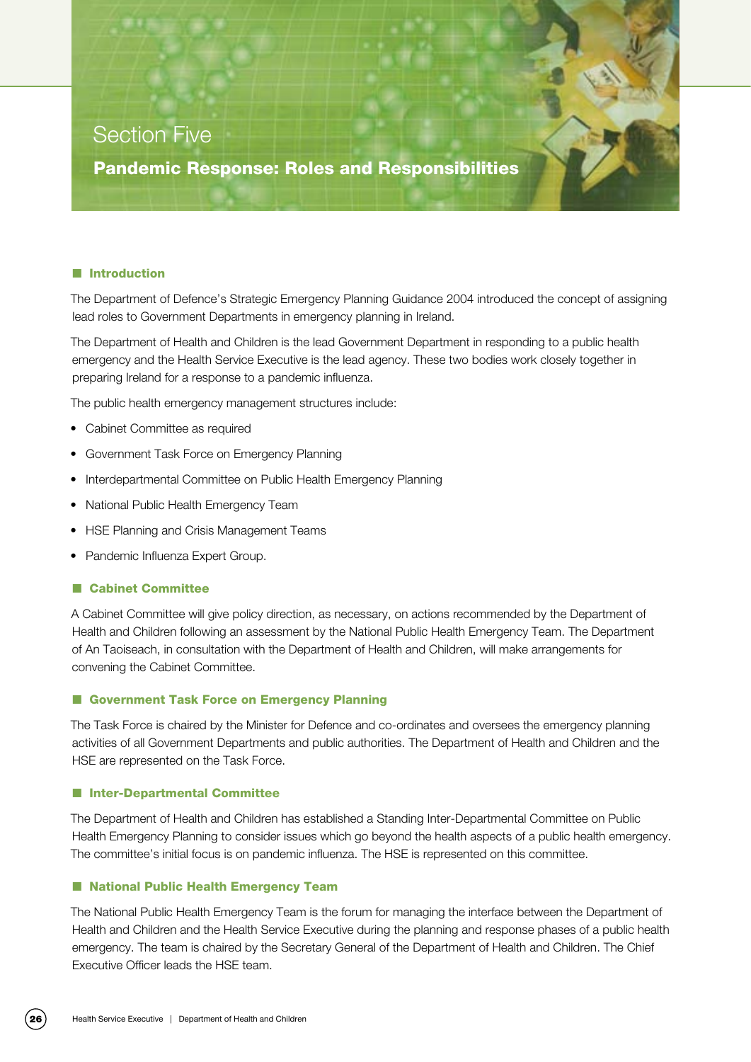# Section Five

## Pandemic Response: Roles and Responsibilities

### Introduction

The Department of Defence's Strategic Emergency Planning Guidance 2004 introduced the concept of assigning lead roles to Government Departments in emergency planning in Ireland.

The Department of Health and Children is the lead Government Department in responding to a public health emergency and the Health Service Executive is the lead agency. These two bodies work closely together in preparing Ireland for a response to a pandemic influenza.

The public health emergency management structures include:

- Cabinet Committee as required
- Government Task Force on Emergency Planning
- Interdepartmental Committee on Public Health Emergency Planning
- National Public Health Emergency Team
- HSE Planning and Crisis Management Teams
- Pandemic Influenza Expert Group.

### Cabinet Committee

A Cabinet Committee will give policy direction, as necessary, on actions recommended by the Department of Health and Children following an assessment by the National Public Health Emergency Team. The Department of An Taoiseach, in consultation with the Department of Health and Children, will make arrangements for convening the Cabinet Committee.

### Government Task Force on Emergency Planning

The Task Force is chaired by the Minister for Defence and co-ordinates and oversees the emergency planning activities of all Government Departments and public authorities. The Department of Health and Children and the HSE are represented on the Task Force.

### Inter-Departmental Committee

The Department of Health and Children has established a Standing Inter-Departmental Committee on Public Health Emergency Planning to consider issues which go beyond the health aspects of a public health emergency. The committee's initial focus is on pandemic influenza. The HSE is represented on this committee.

### National Public Health Emergency Team

The National Public Health Emergency Team is the forum for managing the interface between the Department of Health and Children and the Health Service Executive during the planning and response phases of a public health emergency. The team is chaired by the Secretary General of the Department of Health and Children. The Chief Executive Officer leads the HSE team.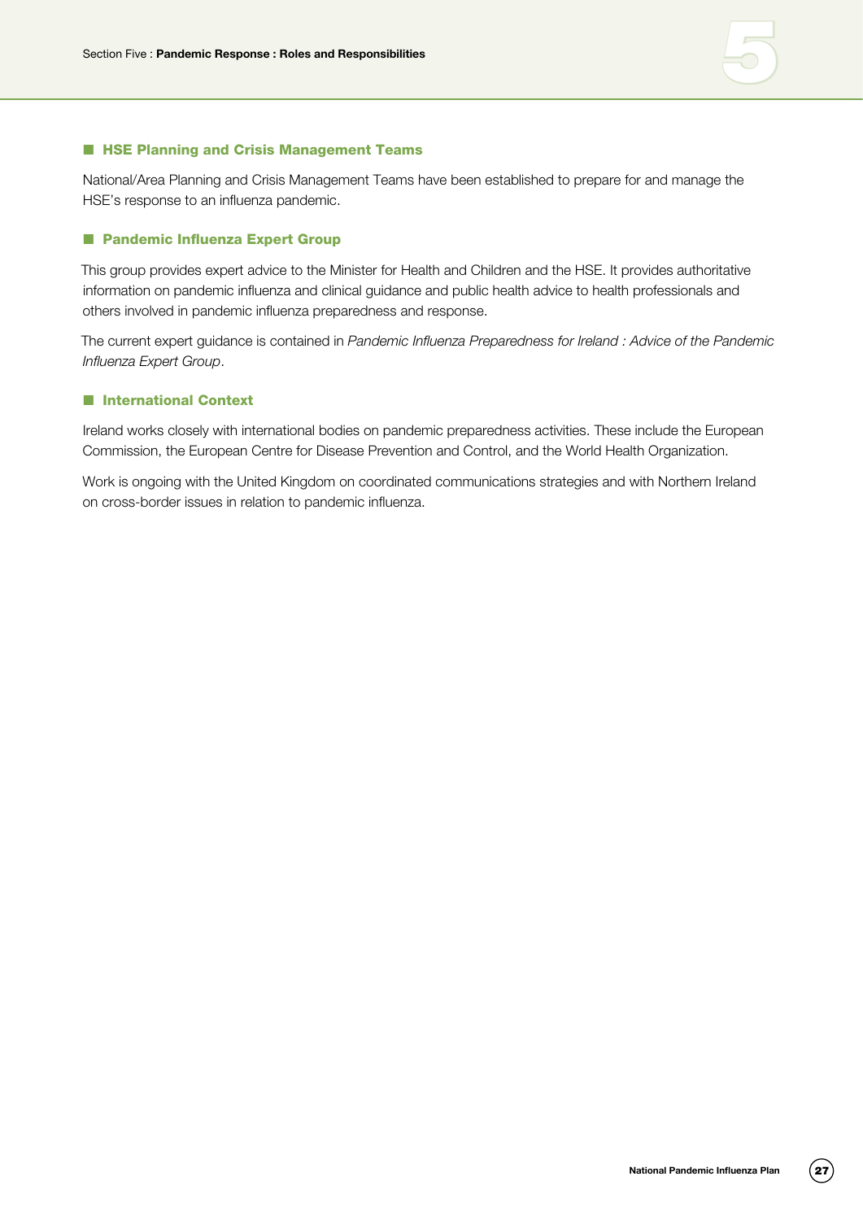### HSE Planning and Crisis Management Teams

National/Area Planning and Crisis Management Teams have been established to prepare for and manage the HSE's response to an influenza pandemic.

### Pandemic Influenza Expert Group

This group provides expert advice to the Minister for Health and Children and the HSE. It provides authoritative information on pandemic influenza and clinical guidance and public health advice to health professionals and others involved in pandemic influenza preparedness and response.

The current expert guidance is contained in *Pandemic Influenza Preparedness for Ireland : Advice of the Pandemic Influenza Expert Group*.

### International Context

Ireland works closely with international bodies on pandemic preparedness activities. These include the European Commission, the European Centre for Disease Prevention and Control, and the World Health Organization.

Work is ongoing with the United Kingdom on coordinated communications strategies and with Northern Ireland on cross-border issues in relation to pandemic influenza.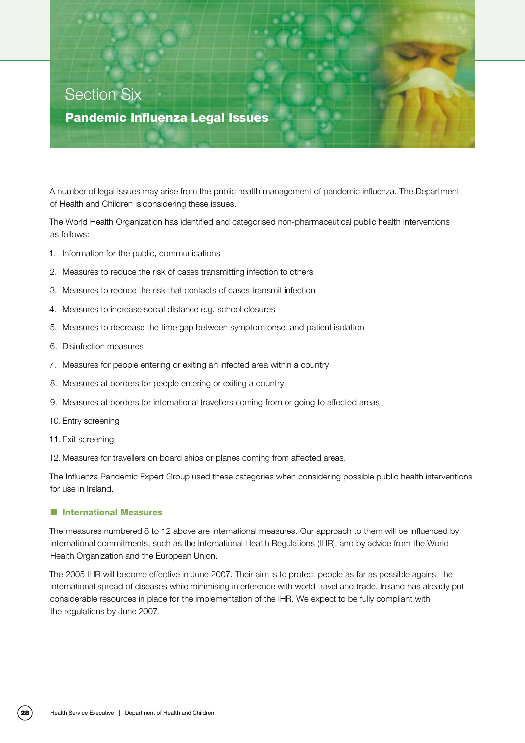# Section Six

## Pandemic Influenza Legal Issues

A number of legal issues may arise from the public health management of pandemic influenza. The Department of Health and Children is considering these issues.

The World Health Organization has identified and categorised non-pharmaceutical public health interventions as follows:

1. Information for the public, communications
2. Measures to reduce the risk of cases transmitting infection to others
3. Measures to reduce the risk that contacts of cases transmit infection
4. Measures to increase social distance e.g. school closures
5. Measures to decrease the time gap between symptom onset and patient isolation
6. Disinfection measures
7. Measures for people entering or exiting an infected area within a country
8. Measures at borders for people entering or exiting a country
9. Measures at borders for international travellers coming from or going to affected areas
10. Entry screening
11. Exit screening
12. Measures for travellers on board ships or planes coming from affected areas.

The Influenza Pandemic Expert Group used these categories when considering possible public health interventions for use in Ireland.

### International Measures

The measures numbered 8 to 12 above are international measures. Our approach to them will be influenced by international commitments, such as the International Health Regulations (IHR), and by advice from the World Health Organization and the European Union.

The 2005 IHR will become effective in June 2007. Their aim is to protect people as far as possible against the international spread of diseases while minimising interference with world travel and trade. Ireland has already put considerable resources in place for the implementation of the IHR. We expect to be fully compliant with the regulations by June 2007.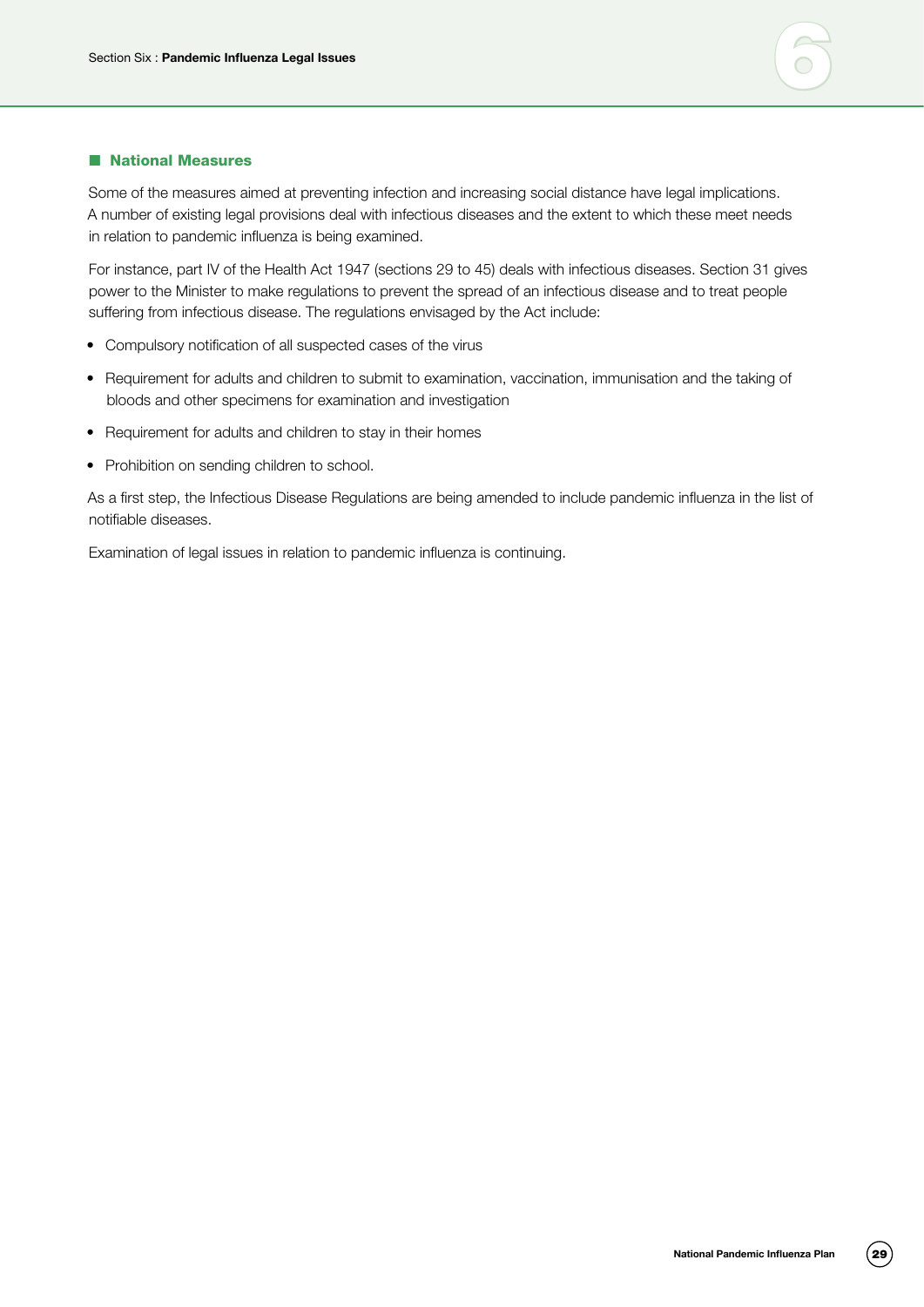## National Measures

Some of the measures aimed at preventing infection and increasing social distance have legal implications. A number of existing legal provisions deal with infectious diseases and the extent to which these meet needs in relation to pandemic influenza is being examined.

For instance, part IV of the Health Act 1947 (sections 29 to 45) deals with infectious diseases. Section 31 gives power to the Minister to make regulations to prevent the spread of an infectious disease and to treat people suffering from infectious disease. The regulations envisaged by the Act include:

- Compulsory notification of all suspected cases of the virus
- Requirement for adults and children to submit to examination, vaccination, immunisation and the taking of bloods and other specimens for examination and investigation
- Requirement for adults and children to stay in their homes
- Prohibition on sending children to school.

As a first step, the Infectious Disease Regulations are being amended to include pandemic influenza in the list of notifiable diseases.

Examination of legal issues in relation to pandemic influenza is continuing.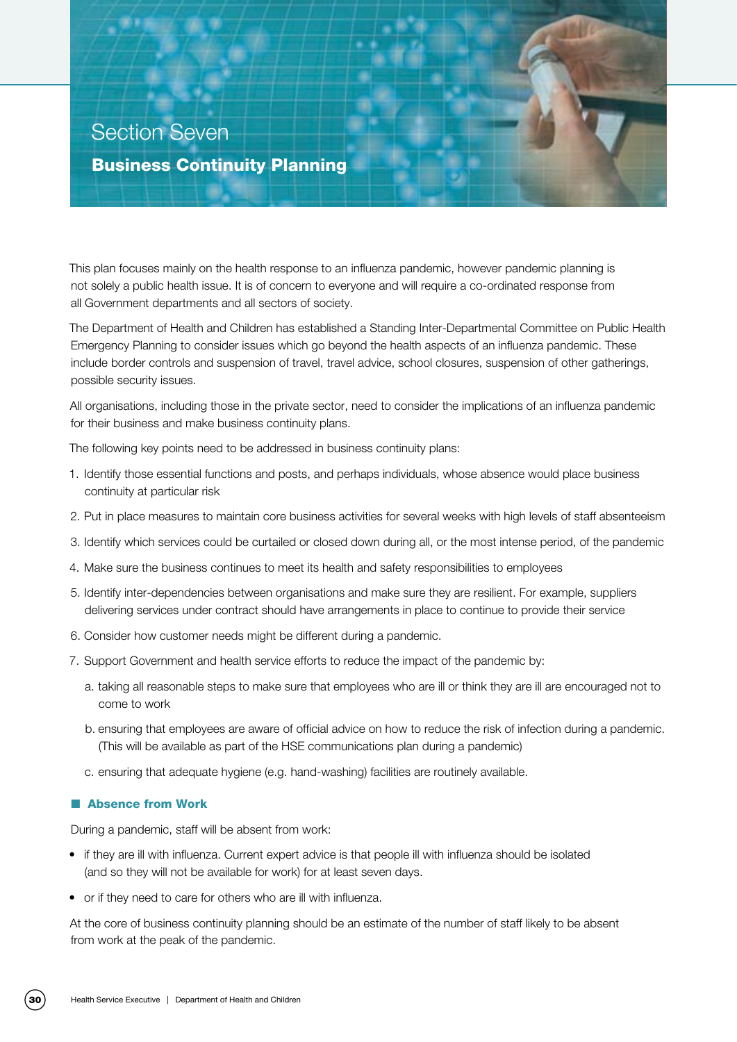# Section Seven

## Business Continuity Planning

This plan focuses mainly on the health response to an influenza pandemic, however pandemic planning is not solely a public health issue. It is of concern to everyone and will require a co-ordinated response from all Government departments and all sectors of society.

The Department of Health and Children has established a Standing Inter-Departmental Committee on Public Health Emergency Planning to consider issues which go beyond the health aspects of an influenza pandemic. These include border controls and suspension of travel, travel advice, school closures, suspension of other gatherings, possible security issues.

All organisations, including those in the private sector, need to consider the implications of an influenza pandemic for their business and make business continuity plans.

The following key points need to be addressed in business continuity plans:

1. Identify those essential functions and posts, and perhaps individuals, whose absence would place business continuity at particular risk
2. Put in place measures to maintain core business activities for several weeks with high levels of staff absenteeism
3. Identify which services could be curtailed or closed down during all, or the most intense period, of the pandemic
4. Make sure the business continues to meet its health and safety responsibilities to employees
5. Identify inter-dependencies between organisations and make sure they are resilient. For example, suppliers delivering services under contract should have arrangements in place to continue to provide their service
6. Consider how customer needs might be different during a pandemic.
7. Support Government and health service efforts to reduce the impact of the pandemic by:
   a. taking all reasonable steps to make sure that employees who are ill or think they are ill are encouraged not to come to work
   b. ensuring that employees are aware of official advice on how to reduce the risk of infection during a pandemic. (This will be available as part of the HSE communications plan during a pandemic)
   c. ensuring that adequate hygiene (e.g. hand-washing) facilities are routinely available.

### Absence from Work

During a pandemic, staff will be absent from work:

- if they are ill with influenza. Current expert advice is that people ill with influenza should be isolated (and so they will not be available for work) for at least seven days.
- or if they need to care for others who are ill with influenza.

At the core of business continuity planning should be an estimate of the number of staff likely to be absent from work at the peak of the pandemic.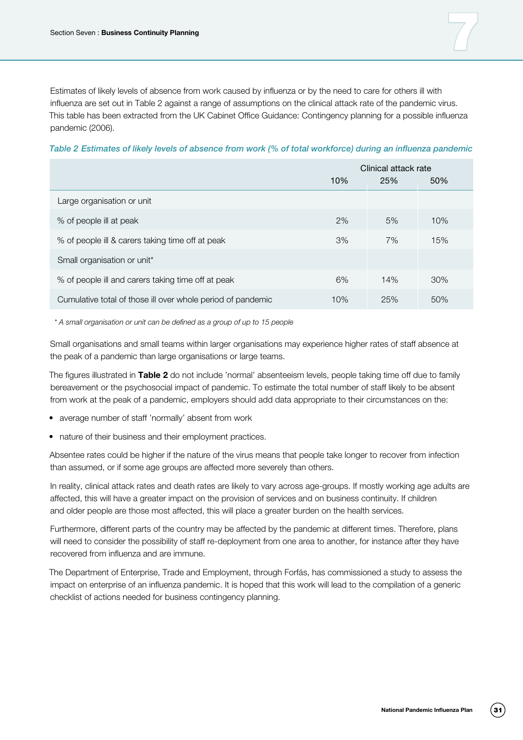Estimates of likely levels of absence from work caused by influenza or by the need to care for others ill with influenza are set out in Table 2 against a range of assumptions on the clinical attack rate of the pandemic virus. This table has been extracted from the UK Cabinet Office Guidance: Contingency planning for a possible influenza pandemic (2006).

*Table 2 Estimates of likely levels of absence from work (% of total workforce) during an influenza pandemic*

| | Clinical attack rate | | |
|---|---|---|---|
| | 10% | 25% | 50% |
| Large organisation or unit | | | |
| % of people ill at peak | 2% | 5% | 10% |
| % of people ill & carers taking time off at peak | 3% | 7% | 15% |
| Small organisation or unit* | | | |
| % of people ill and carers taking time off at peak | 6% | 14% | 30% |
| Cumulative total of those ill over whole period of pandemic | 10% | 25% | 50% |

*\* A small organisation or unit can be defined as a group of up to 15 people*

Small organisations and small teams within larger organisations may experience higher rates of staff absence at the peak of a pandemic than large organisations or large teams.

The figures illustrated in **Table 2** do not include 'normal' absenteeism levels, people taking time off due to family bereavement or the psychosocial impact of pandemic. To estimate the total number of staff likely to be absent from work at the peak of a pandemic, employers should add data appropriate to their circumstances on the:

- average number of staff 'normally' absent from work
- nature of their business and their employment practices.

Absentee rates could be higher if the nature of the virus means that people take longer to recover from infection than assumed, or if some age groups are affected more severely than others.

In reality, clinical attack rates and death rates are likely to vary across age-groups. If mostly working age adults are affected, this will have a greater impact on the provision of services and on business continuity. If children and older people are those most affected, this will place a greater burden on the health services.

Furthermore, different parts of the country may be affected by the pandemic at different times. Therefore, plans will need to consider the possibility of staff re-deployment from one area to another, for instance after they have recovered from influenza and are immune.

The Department of Enterprise, Trade and Employment, through Forfás, has commissioned a study to assess the impact on enterprise of an influenza pandemic. It is hoped that this work will lead to the compilation of a generic checklist of actions needed for business contingency planning.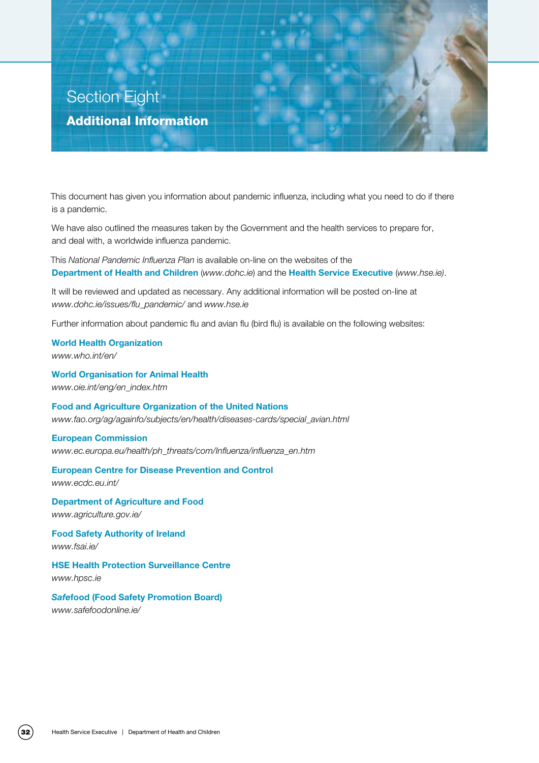# Section Eight

## Additional Information

This document has given you information about pandemic influenza, including what you need to do if there is a pandemic.

We have also outlined the measures taken by the Government and the health services to prepare for, and deal with, a worldwide influenza pandemic.

This *National Pandemic Influenza Plan* is available on-line on the websites of the **Department of Health and Children** (*www.dohc.ie*) and the **Health Service Executive** (*www.hse.ie)*.

It will be reviewed and updated as necessary. Any additional information will be posted on-line at *www.dohc.ie/issues/flu_pandemic/* and *www.hse.ie*

Further information about pandemic flu and avian flu (bird flu) is available on the following websites:

**World Health Organization**
*www.who.int/en/*

**World Organisation for Animal Health**
*www.oie.int/eng/en_index.htm*

**Food and Agriculture Organization of the United Nations**
*www.fao.org/ag/againfo/subjects/en/health/diseases-cards/special_avian.html*

**European Commission**
*www.ec.europa.eu/health/ph_threats/com/Influenza/influenza_en.htm*

**European Centre for Disease Prevention and Control**
*www.ecdc.eu.int/*

**Department of Agriculture and Food**
*www.agriculture.gov.ie/*

**Food Safety Authority of Ireland**
*www.fsai.ie/*

**HSE Health Protection Surveillance Centre**
*www.hpsc.ie*

***Safe*food (Food Safety Promotion Board)**
*www.safefoodonline.ie/*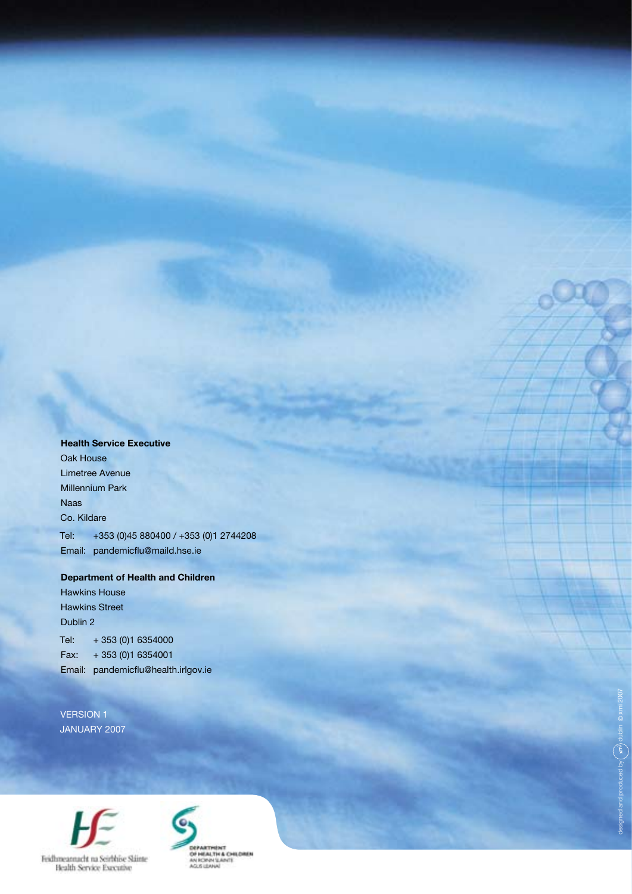**Health Service Executive**

Oak House
Limetree Avenue
Millennium Park
Naas
Co. Kildare

Tel: +353 (0)45 880400 / +353 (0)1 2744208
Email: pandemicflu@maild.hse.ie

**Department of Health and Children**

Hawkins House
Hawkins Street
Dublin 2

Tel: + 353 (0)1 6354000
Fax: + 353 (0)1 6354001
Email: pandemicflu@health.irlgov.ie

VERSION 1
JANUARY 2007

designed and produced by xml dublin © xml 2007

Feidhmeannacht na Seirbhíse Sláinte
Health Service Executive

DEPARTMENT OF HEALTH & CHILDREN
AN ROINN SLÁINTE AGUS LEANAÍ